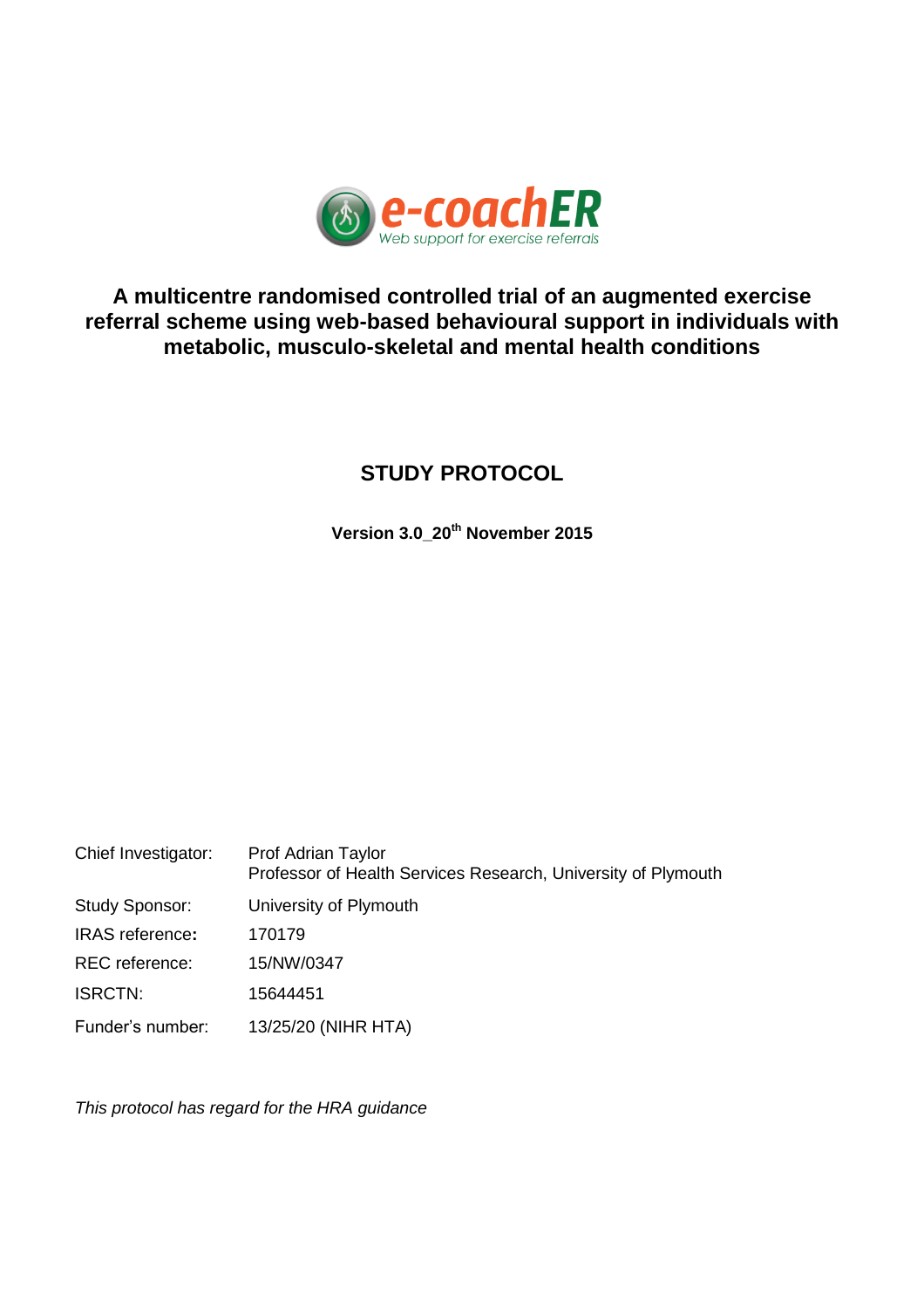e-coachER

Web support for exercise referrals

# A multicentre randomised controlled trial of an augmented exercise referral scheme using web-based behavioural support in individuals with metabolic, musculo-skeletal and mental health conditions

## STUDY PROTOCOL

**Version 3.0_20th November 2015**

| | |
|---|---|
| Chief Investigator: | Prof Adrian Taylor<br>Professor of Health Services Research, University of Plymouth |
| Study Sponsor: | University of Plymouth |
| IRAS reference: | 170179 |
| REC reference: | 15/NW/0347 |
| ISRCTN: | 15644451 |
| Funder's number: | 13/25/20 (NIHR HTA) |

*This protocol has regard for the HRA guidance*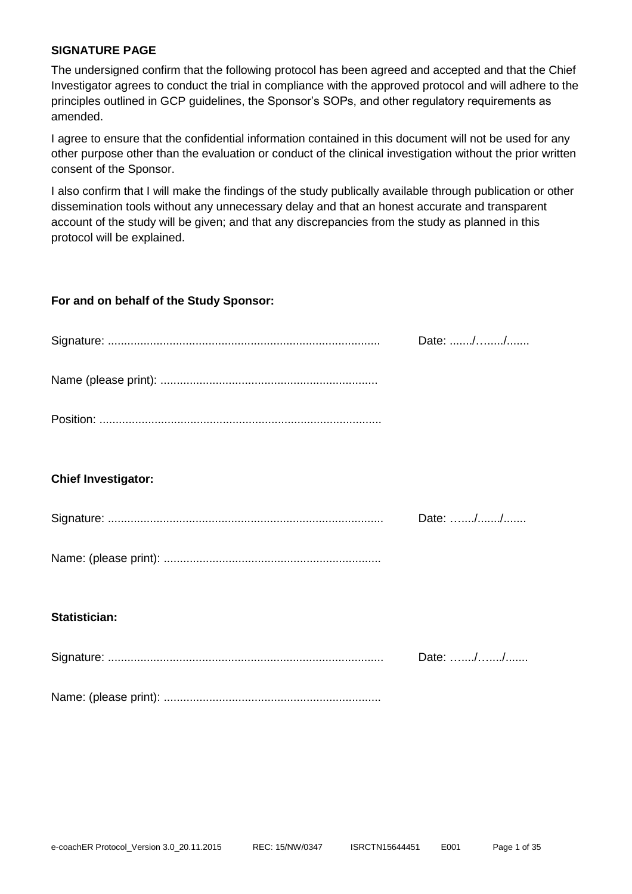**SIGNATURE PAGE**

The undersigned confirm that the following protocol has been agreed and accepted and that the Chief Investigator agrees to conduct the trial in compliance with the approved protocol and will adhere to the principles outlined in GCP guidelines, the Sponsor's SOPs, and other regulatory requirements as amended.

I agree to ensure that the confidential information contained in this document will not be used for any other purpose other than the evaluation or conduct of the clinical investigation without the prior written consent of the Sponsor.

I also confirm that I will make the findings of the study publically available through publication or other dissemination tools without any unnecessary delay and that an honest accurate and transparent account of the study will be given; and that any discrepancies from the study as planned in this protocol will be explained.

**For and on behalf of the Study Sponsor:**

Signature: ................................................................................... Date: ......./……../.......

Name (please print): ..................................................................

Position: ......................................................................................

**Chief Investigator:**

Signature: .................................................................................... Date: ….../......./.......

Name: (please print): ..................................................................

**Statistician:**

Signature: .................................................................................... Date: ….../….../.......

Name: (please print): ..................................................................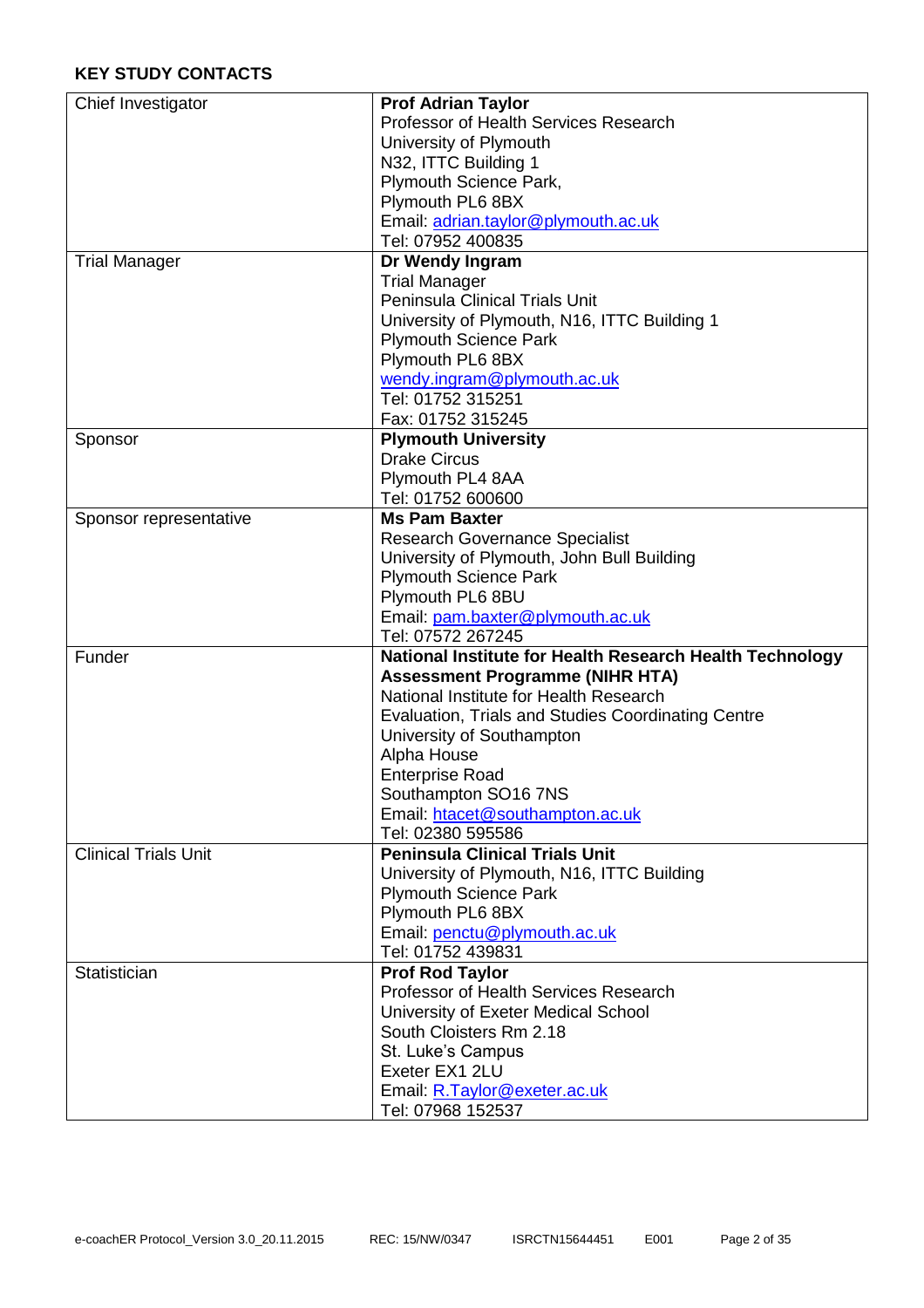**KEY STUDY CONTACTS**

| | |
|---|---|
| Chief Investigator | **Prof Adrian Taylor**<br>Professor of Health Services Research<br>University of Plymouth<br>N32, ITTC Building 1<br>Plymouth Science Park,<br>Plymouth PL6 8BX<br>Email: adrian.taylor@plymouth.ac.uk<br>Tel: 07952 400835 |
| Trial Manager | **Dr Wendy Ingram**<br>Trial Manager<br>Peninsula Clinical Trials Unit<br>University of Plymouth, N16, ITTC Building 1<br>Plymouth Science Park<br>Plymouth PL6 8BX<br>wendy.ingram@plymouth.ac.uk<br>Tel: 01752 315251<br>Fax: 01752 315245 |
| Sponsor | **Plymouth University**<br>Drake Circus<br>Plymouth PL4 8AA<br>Tel: 01752 600600 |
| Sponsor representative | **Ms Pam Baxter**<br>Research Governance Specialist<br>University of Plymouth, John Bull Building<br>Plymouth Science Park<br>Plymouth PL6 8BU<br>Email: pam.baxter@plymouth.ac.uk<br>Tel: 07572 267245 |
| Funder | **National Institute for Health Research Health Technology Assessment Programme (NIHR HTA)**<br>National Institute for Health Research<br>Evaluation, Trials and Studies Coordinating Centre<br>University of Southampton<br>Alpha House<br>Enterprise Road<br>Southampton SO16 7NS<br>Email: htacet@southampton.ac.uk<br>Tel: 02380 595586 |
| Clinical Trials Unit | **Peninsula Clinical Trials Unit**<br>University of Plymouth, N16, ITTC Building<br>Plymouth Science Park<br>Plymouth PL6 8BX<br>Email: penctu@plymouth.ac.uk<br>Tel: 01752 439831 |
| Statistician | **Prof Rod Taylor**<br>Professor of Health Services Research<br>University of Exeter Medical School<br>South Cloisters Rm 2.18<br>St. Luke's Campus<br>Exeter EX1 2LU<br>Email: R.Taylor@exeter.ac.uk<br>Tel: 07968 152537 |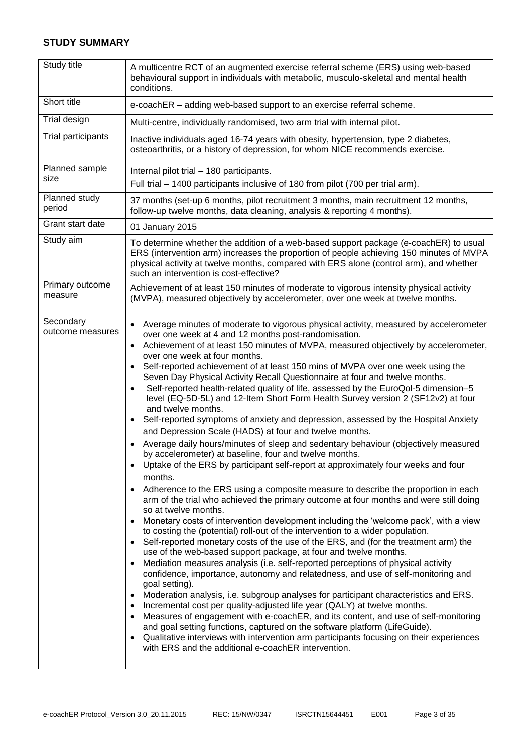## STUDY SUMMARY

| Study title | A multicentre RCT of an augmented exercise referral scheme (ERS) using web-based behavioural support in individuals with metabolic, musculo-skeletal and mental health conditions. |
|---|---|
| Short title | e-coachER – adding web-based support to an exercise referral scheme. |
| Trial design | Multi-centre, individually randomised, two arm trial with internal pilot. |
| Trial participants | Inactive individuals aged 16-74 years with obesity, hypertension, type 2 diabetes, osteoarthritis, or a history of depression, for whom NICE recommends exercise. |
| Planned sample size | Internal pilot trial – 180 participants.<br>Full trial – 1400 participants inclusive of 180 from pilot (700 per trial arm). |
| Planned study period | 37 months (set-up 6 months, pilot recruitment 3 months, main recruitment 12 months, follow-up twelve months, data cleaning, analysis & reporting 4 months). |
| Grant start date | 01 January 2015 |
| Study aim | To determine whether the addition of a web-based support package (e-coachER) to usual ERS (intervention arm) increases the proportion of people achieving 150 minutes of MVPA physical activity at twelve months, compared with ERS alone (control arm), and whether such an intervention is cost-effective? |
| Primary outcome measure | Achievement of at least 150 minutes of moderate to vigorous intensity physical activity (MVPA), measured objectively by accelerometer, over one week at twelve months. |
| Secondary outcome measures | • Average minutes of moderate to vigorous physical activity, measured by accelerometer over one week at 4 and 12 months post-randomisation.<br>• Achievement of at least 150 minutes of MVPA, measured objectively by accelerometer, over one week at four months.<br>• Self-reported achievement of at least 150 mins of MVPA over one week using the Seven Day Physical Activity Recall Questionnaire at four and twelve months.<br>• Self-reported health-related quality of life, assessed by the EuroQol-5 dimension–5 level (EQ-5D-5L) and 12-Item Short Form Health Survey version 2 (SF12v2) at four and twelve months.<br>• Self-reported symptoms of anxiety and depression, assessed by the Hospital Anxiety and Depression Scale (HADS) at four and twelve months.<br>• Average daily hours/minutes of sleep and sedentary behaviour (objectively measured by accelerometer) at baseline, four and twelve months.<br>• Uptake of the ERS by participant self-report at approximately four weeks and four months.<br>• Adherence to the ERS using a composite measure to describe the proportion in each arm of the trial who achieved the primary outcome at four months and were still doing so at twelve months.<br>• Monetary costs of intervention development including the 'welcome pack', with a view to costing the (potential) roll-out of the intervention to a wider population.<br>• Self-reported monetary costs of the use of the ERS, and (for the treatment arm) the use of the web-based support package, at four and twelve months.<br>• Mediation measures analysis (i.e. self-reported perceptions of physical activity confidence, importance, autonomy and relatedness, and use of self-monitoring and goal setting).<br>• Moderation analysis, i.e. subgroup analyses for participant characteristics and ERS.<br>• Incremental cost per quality-adjusted life year (QALY) at twelve months.<br>• Measures of engagement with e-coachER, and its content, and use of self-monitoring and goal setting functions, captured on the software platform (LifeGuide).<br>• Qualitative interviews with intervention arm participants focusing on their experiences with ERS and the additional e-coachER intervention. |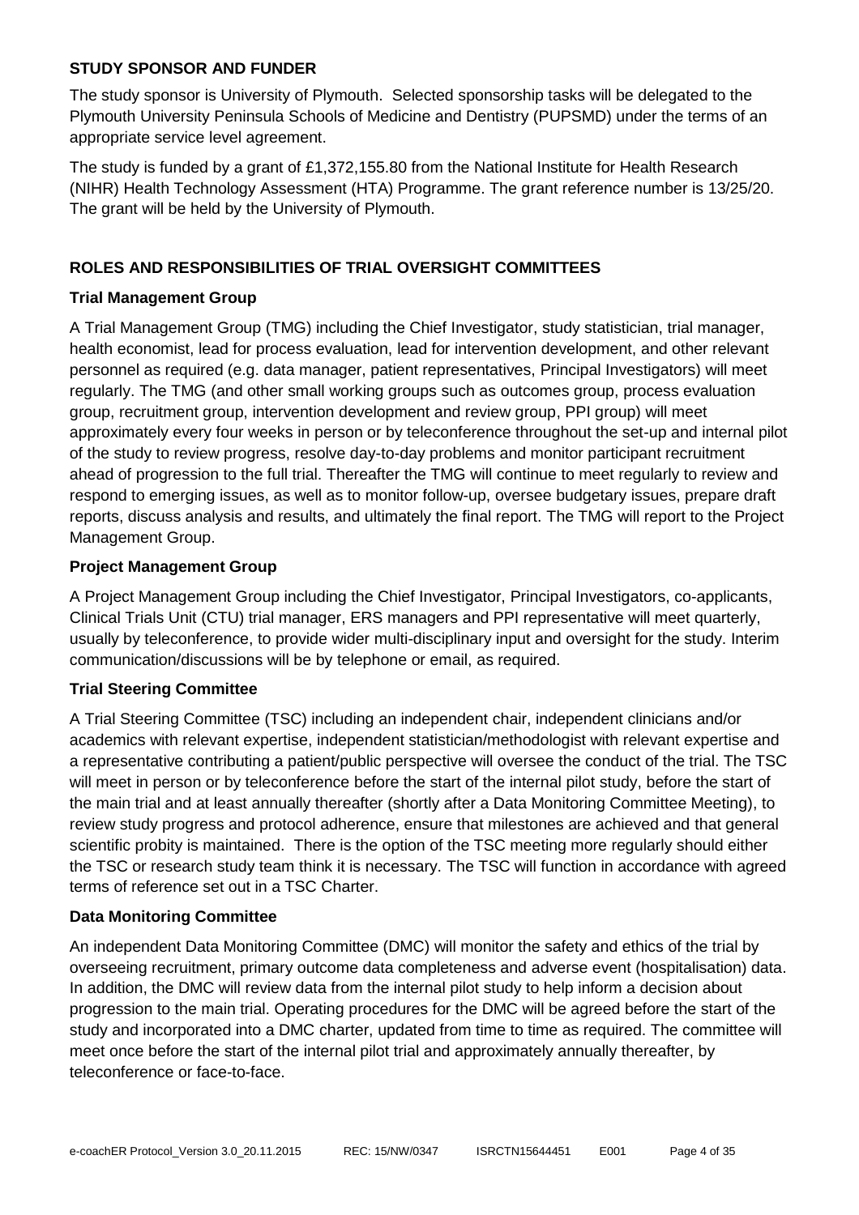## STUDY SPONSOR AND FUNDER

The study sponsor is University of Plymouth. Selected sponsorship tasks will be delegated to the Plymouth University Peninsula Schools of Medicine and Dentistry (PUPSMD) under the terms of an appropriate service level agreement.

The study is funded by a grant of £1,372,155.80 from the National Institute for Health Research (NIHR) Health Technology Assessment (HTA) Programme. The grant reference number is 13/25/20. The grant will be held by the University of Plymouth.

## ROLES AND RESPONSIBILITIES OF TRIAL OVERSIGHT COMMITTEES

### Trial Management Group

A Trial Management Group (TMG) including the Chief Investigator, study statistician, trial manager, health economist, lead for process evaluation, lead for intervention development, and other relevant personnel as required (e.g. data manager, patient representatives, Principal Investigators) will meet regularly. The TMG (and other small working groups such as outcomes group, process evaluation group, recruitment group, intervention development and review group, PPI group) will meet approximately every four weeks in person or by teleconference throughout the set-up and internal pilot of the study to review progress, resolve day-to-day problems and monitor participant recruitment ahead of progression to the full trial. Thereafter the TMG will continue to meet regularly to review and respond to emerging issues, as well as to monitor follow-up, oversee budgetary issues, prepare draft reports, discuss analysis and results, and ultimately the final report. The TMG will report to the Project Management Group.

### Project Management Group

A Project Management Group including the Chief Investigator, Principal Investigators, co-applicants, Clinical Trials Unit (CTU) trial manager, ERS managers and PPI representative will meet quarterly, usually by teleconference, to provide wider multi-disciplinary input and oversight for the study. Interim communication/discussions will be by telephone or email, as required.

### Trial Steering Committee

A Trial Steering Committee (TSC) including an independent chair, independent clinicians and/or academics with relevant expertise, independent statistician/methodologist with relevant expertise and a representative contributing a patient/public perspective will oversee the conduct of the trial. The TSC will meet in person or by teleconference before the start of the internal pilot study, before the start of the main trial and at least annually thereafter (shortly after a Data Monitoring Committee Meeting), to review study progress and protocol adherence, ensure that milestones are achieved and that general scientific probity is maintained. There is the option of the TSC meeting more regularly should either the TSC or research study team think it is necessary. The TSC will function in accordance with agreed terms of reference set out in a TSC Charter.

### Data Monitoring Committee

An independent Data Monitoring Committee (DMC) will monitor the safety and ethics of the trial by overseeing recruitment, primary outcome data completeness and adverse event (hospitalisation) data. In addition, the DMC will review data from the internal pilot study to help inform a decision about progression to the main trial. Operating procedures for the DMC will be agreed before the start of the study and incorporated into a DMC charter, updated from time to time as required. The committee will meet once before the start of the internal pilot trial and approximately annually thereafter, by teleconference or face-to-face.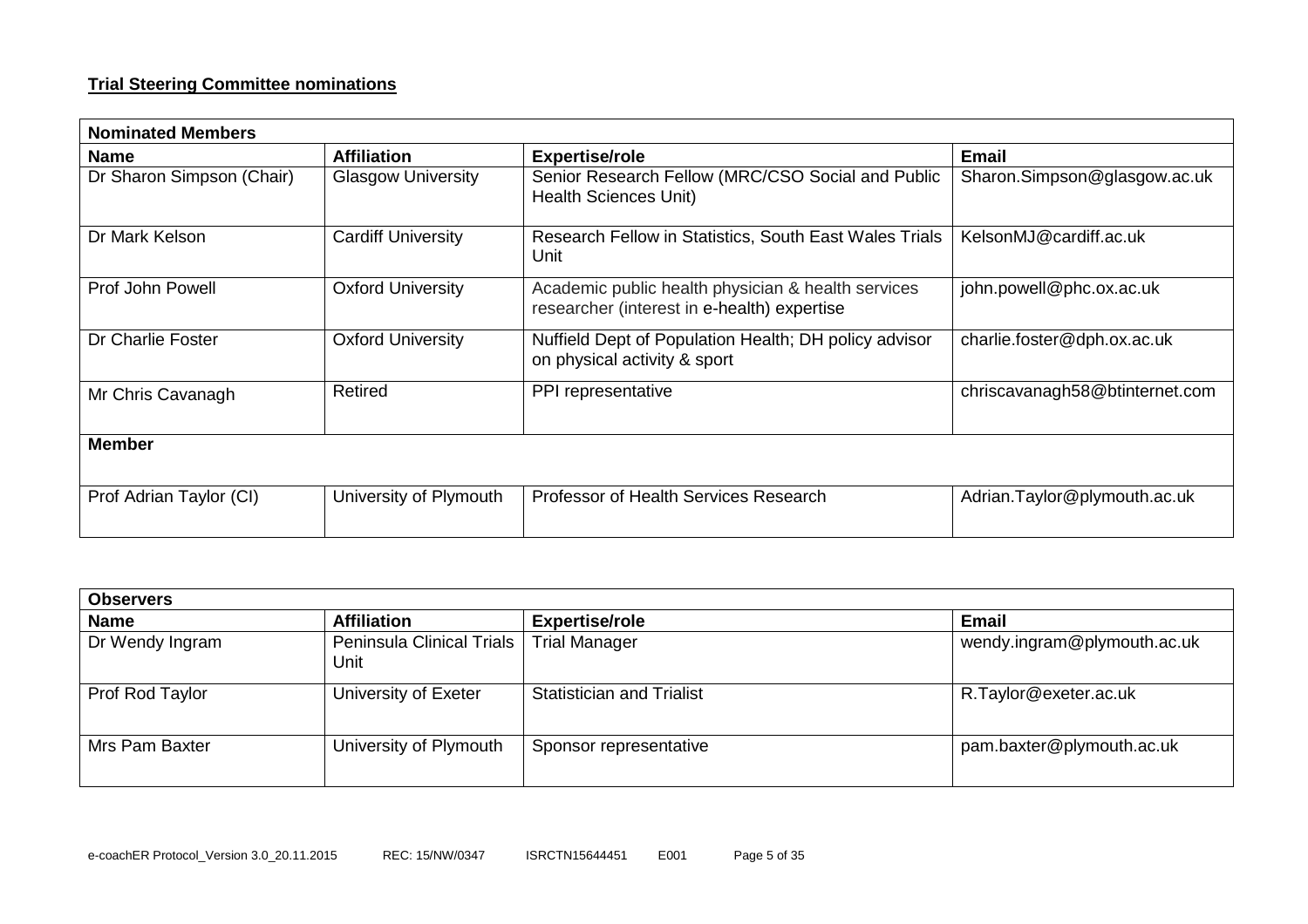**Trial Steering Committee nominations**

| Nominated Members | | | |
|---|---|---|---|
| **Name** | **Affiliation** | **Expertise/role** | **Email** |
| Dr Sharon Simpson (Chair) | Glasgow University | Senior Research Fellow (MRC/CSO Social and Public Health Sciences Unit) | Sharon.Simpson@glasgow.ac.uk |
| Dr Mark Kelson | Cardiff University | Research Fellow in Statistics, South East Wales Trials Unit | KelsonMJ@cardiff.ac.uk |
| Prof John Powell | Oxford University | Academic public health physician & health services researcher (interest in e-health) expertise | john.powell@phc.ox.ac.uk |
| Dr Charlie Foster | Oxford University | Nuffield Dept of Population Health; DH policy advisor on physical activity & sport | charlie.foster@dph.ox.ac.uk |
| Mr Chris Cavanagh | Retired | PPI representative | chriscavanagh58@btinternet.com |
| **Member** | | | |
| Prof Adrian Taylor (CI) | University of Plymouth | Professor of Health Services Research | Adrian.Taylor@plymouth.ac.uk |

| Observers | | | |
|---|---|---|---|
| **Name** | **Affiliation** | **Expertise/role** | **Email** |
| Dr Wendy Ingram | Peninsula Clinical Trials Unit | Trial Manager | wendy.ingram@plymouth.ac.uk |
| Prof Rod Taylor | University of Exeter | Statistician and Trialist | R.Taylor@exeter.ac.uk |
| Mrs Pam Baxter | University of Plymouth | Sponsor representative | pam.baxter@plymouth.ac.uk |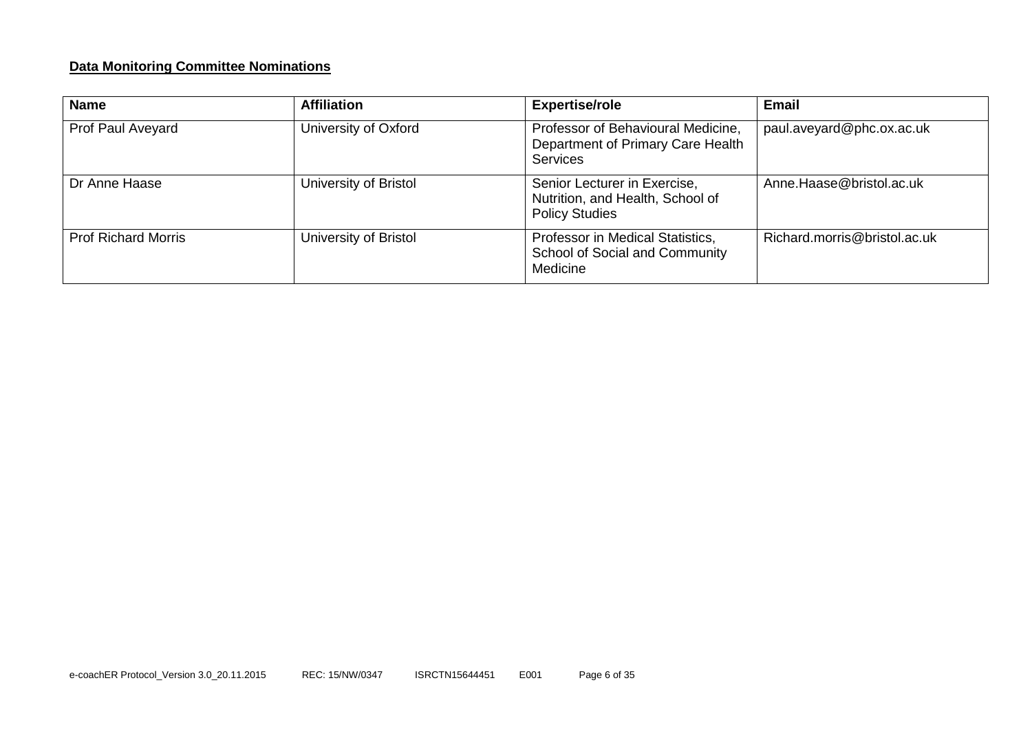**Data Monitoring Committee Nominations**

| Name | Affiliation | Expertise/role | Email |
|---|---|---|---|
| Prof Paul Aveyard | University of Oxford | Professor of Behavioural Medicine, Department of Primary Care Health Services | paul.aveyard@phc.ox.ac.uk |
| Dr Anne Haase | University of Bristol | Senior Lecturer in Exercise, Nutrition, and Health, School of Policy Studies | Anne.Haase@bristol.ac.uk |
| Prof Richard Morris | University of Bristol | Professor in Medical Statistics, School of Social and Community Medicine | Richard.morris@bristol.ac.uk |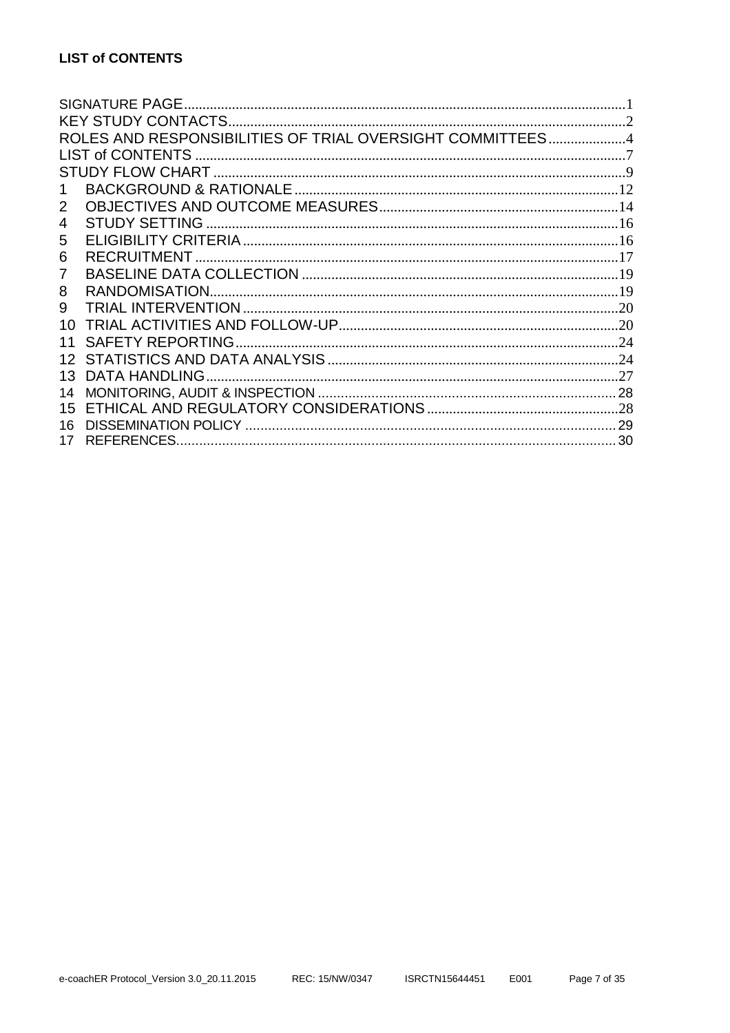**LIST of CONTENTS**

| | | |
|---|---|---|
| SIGNATURE PAGE | | 1 |
| KEY STUDY CONTACTS | | 2 |
| ROLES AND RESPONSIBILITIES OF TRIAL OVERSIGHT COMMITTEES | | 4 |
| LIST of CONTENTS | | 7 |
| STUDY FLOW CHART | | 9 |
| 1 | BACKGROUND & RATIONALE | 12 |
| 2 | OBJECTIVES AND OUTCOME MEASURES | 14 |
| 4 | STUDY SETTING | 16 |
| 5 | ELIGIBILITY CRITERIA | 16 |
| 6 | RECRUITMENT | 17 |
| 7 | BASELINE DATA COLLECTION | 19 |
| 8 | RANDOMISATION | 19 |
| 9 | TRIAL INTERVENTION | 20 |
| 10 | TRIAL ACTIVITIES AND FOLLOW-UP | 20 |
| 11 | SAFETY REPORTING | 24 |
| 12 | STATISTICS AND DATA ANALYSIS | 24 |
| 13 | DATA HANDLING | 27 |
| 14 | MONITORING, AUDIT & INSPECTION | 28 |
| 15 | ETHICAL AND REGULATORY CONSIDERATIONS | 28 |
| 16 | DISSEMINATION POLICY | 29 |
| 17 | REFERENCES | 30 |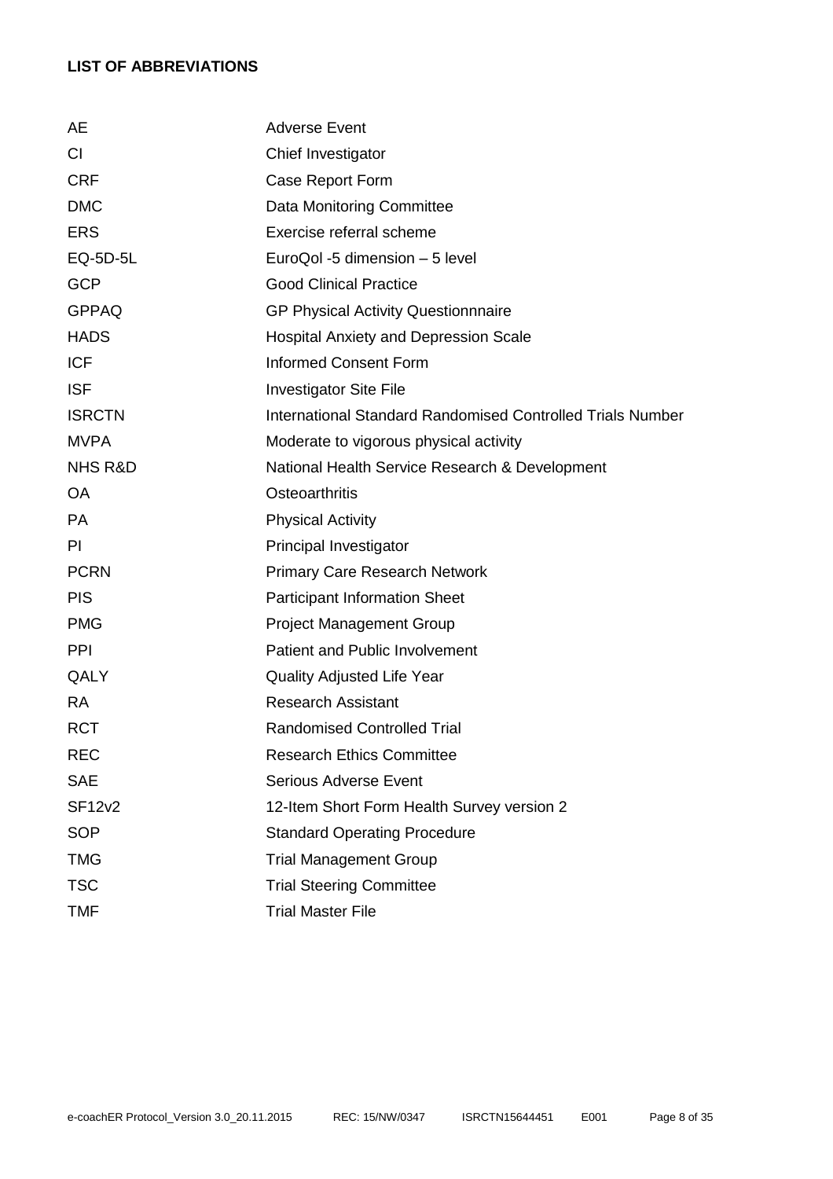**LIST OF ABBREVIATIONS**

| | |
|---|---|
| AE | Adverse Event |
| CI | Chief Investigator |
| CRF | Case Report Form |
| DMC | Data Monitoring Committee |
| ERS | Exercise referral scheme |
| EQ-5D-5L | EuroQol -5 dimension – 5 level |
| GCP | Good Clinical Practice |
| GPPAQ | GP Physical Activity Questionnnaire |
| HADS | Hospital Anxiety and Depression Scale |
| ICF | Informed Consent Form |
| ISF | Investigator Site File |
| ISRCTN | International Standard Randomised Controlled Trials Number |
| MVPA | Moderate to vigorous physical activity |
| NHS R&D | National Health Service Research & Development |
| OA | Osteoarthritis |
| PA | Physical Activity |
| PI | Principal Investigator |
| PCRN | Primary Care Research Network |
| PIS | Participant Information Sheet |
| PMG | Project Management Group |
| PPI | Patient and Public Involvement |
| QALY | Quality Adjusted Life Year |
| RA | Research Assistant |
| RCT | Randomised Controlled Trial |
| REC | Research Ethics Committee |
| SAE | Serious Adverse Event |
| SF12v2 | 12-Item Short Form Health Survey version 2 |
| SOP | Standard Operating Procedure |
| TMG | Trial Management Group |
| TSC | Trial Steering Committee |
| TMF | Trial Master File |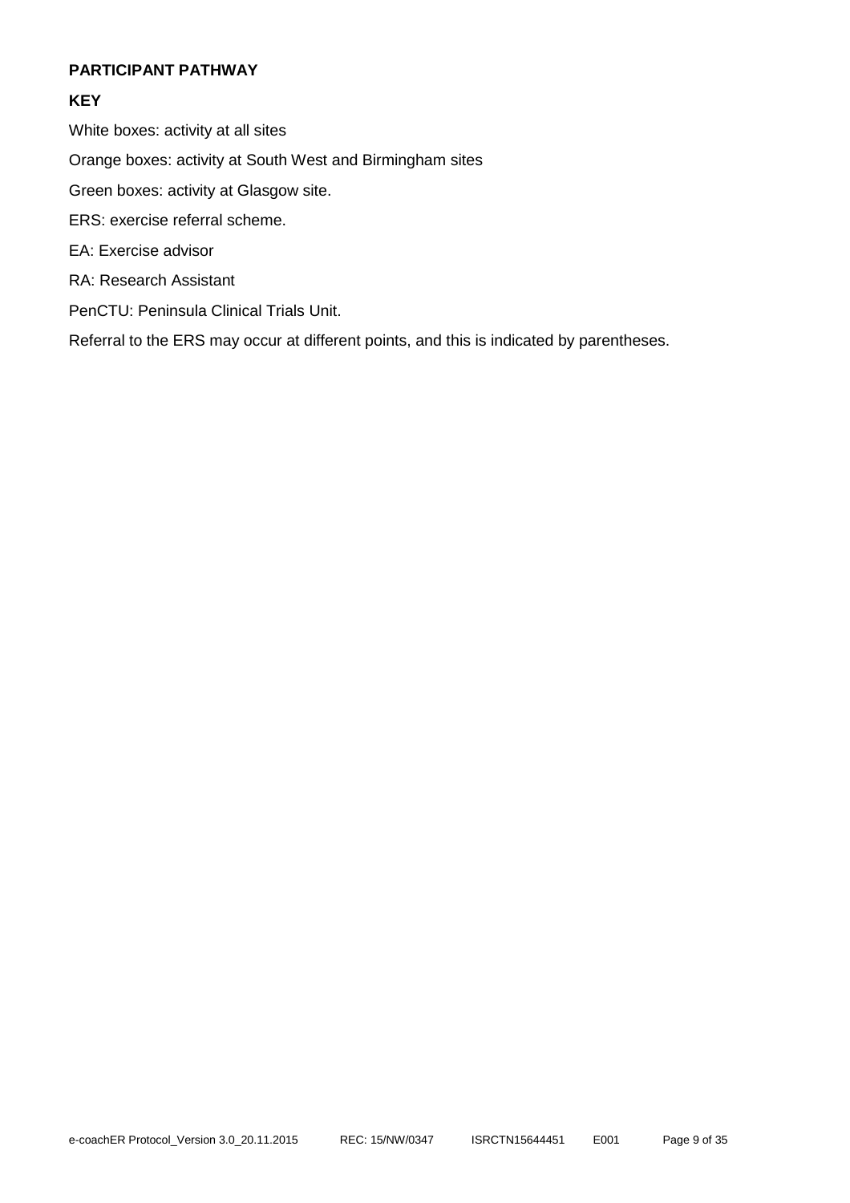**PARTICIPANT PATHWAY**

**KEY**

White boxes: activity at all sites

Orange boxes: activity at South West and Birmingham sites

Green boxes: activity at Glasgow site.

ERS: exercise referral scheme.

EA: Exercise advisor

RA: Research Assistant

PenCTU: Peninsula Clinical Trials Unit.

Referral to the ERS may occur at different points, and this is indicated by parentheses.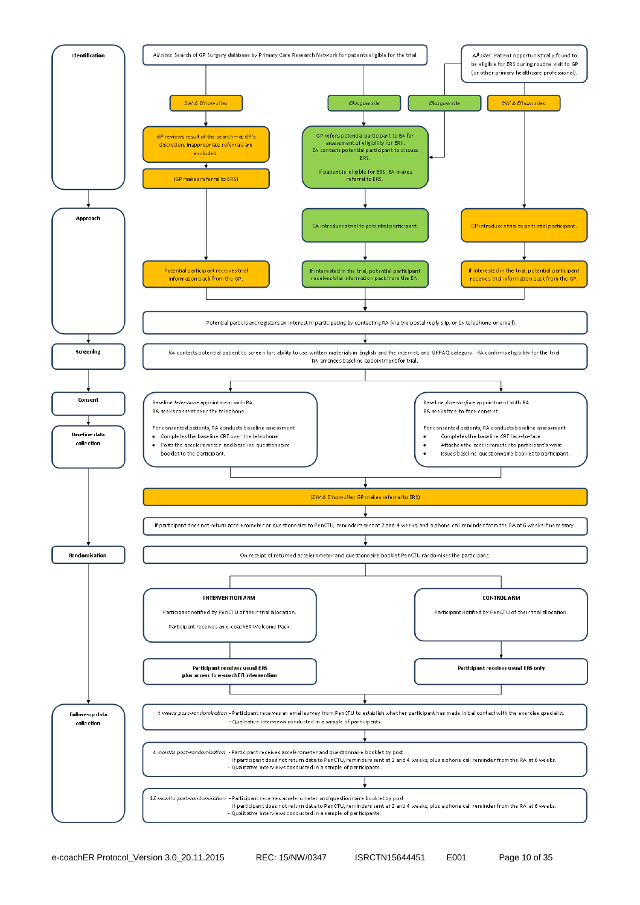**Identification**

*All sites:* Search of GP Surgery database by Primary Care Research Network for patients eligible for the trial.

*All sites:* Patient opportunistically found to be eligible for ERS during routine visit to GP (or other primary healthcare professional).

**SW & B'ham sites** (database search route):

- GP reviews result of the search—at GP's discretion, inappropriate referrals are excluded.
- (GP makes referral to ERS)

**Glasgow site** (database search route and opportunistic route):

- GP refers potential participant to EA for assessment of eligibility for ERS. EA contacts potential participant to discuss ERS. If patient is eligible for ERS, EA makes referral to ERS.

**SW & B'ham sites** (opportunistic route)

**Approach**

- SW & B'ham sites (database search route): Potential participant receives trial information pack from the GP.
- Glasgow site: EA introduces trial to potential participant. → If interested in the trial, potential participant receives trial information pack from the EA.
- SW & B'ham sites (opportunistic route): GP introduces trial to potential participant. → If interested in the trial, potential participant receives trial information pack from the GP.

Potential participant registers an interest in participating by contacting RA (via the postal reply slip, or by telephone or email).

**Screening**

RA contacts potential patient to screen for: ability to use written materials in English and the internet, and GPPAQ category. RA confirms eligibility for the trial. RA arranges baseline appointment for trial.

**Consent / Baseline data collection**

Baseline *telephone* appointment with RA
RA seeks consent over the telephone.

For consented patients, RA conducts baseline assessment:

- Completes the baseline CRF over the telephone
- Posts the accelerometer and baseline questionnaire booklet to the participant.

Baseline *face-to-face* appointment with RA
RA seeks face-to-face consent.

For consented patients, RA conducts baseline assessment:

- Completes the baseline CRF face-to-face
- Attaches the accelerometer to participant's wrist
- Issues baseline questionnaire booklet to participant.

*(SW & B'ham sites)* GP makes referral to ERS)

If participant does not return accelerometer or questionnaire to PenCTU, reminders sent at 2 and 4 weeks, and a phone call reminder from the RA at 6 weeks if necessary.

**Randomisation**

On receipt of returned accelerometer and questionnaire booklet PenCTU randomises the participant.

**INTERVENTION ARM**

Participant notified by PenCTU of their trial allocation.

Participant receives an e-coachER Welcome Pack.

→ **Participant receives usual ERS plus access to e-coachER intervention**

**CONTROL ARM**

Participant notified by PenCTU of their trial allocation.

→ **Participant receives usual ERS only**

**Follow-up data collection**

*4 weeks post-randomisation* - Participant receives an email survey from PenCTU to establish whether participant has made initial contact with the exercise specialist.
- Qualitative interviews conducted in a sample of participants.

*4 months post-randomisation* - Participant receives accelerometer and questionnaire booklet by post.
If participant does not return data to PenCTU, reminders sent at 2 and 4 weeks, plus a phone call reminder from the RA at 6 weeks.
- Qualitative interviews conducted in a sample of participants.

*12 months post-randomisation* - Participant receives accelerometer and questionnaire booklet by post.
If participant does not return data to PenCTU, reminders sent at 2 and 4 weeks, plus a phone call reminder from the RA at 6 weeks.
- Qualitative interviews conducted in a sample of participants.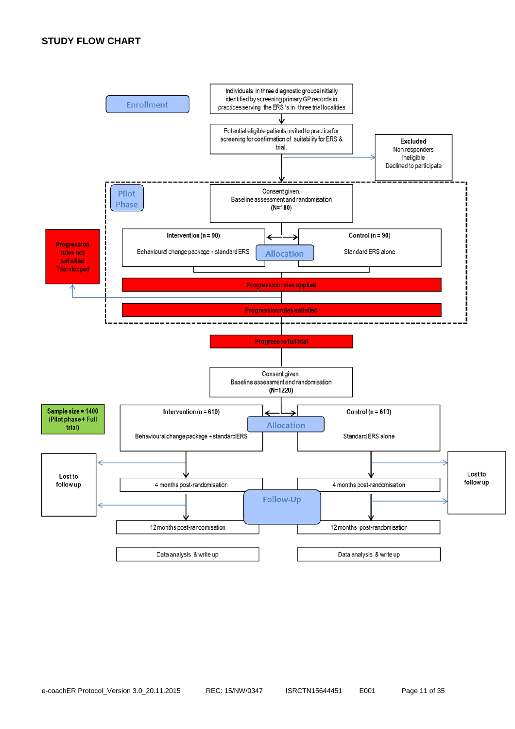## STUDY FLOW CHART

**Enrollment**

Individuals in three diagnostic groups initially identified by screening primary GP records in practices serving the ERS 's in three trial localities

Potential eligible patients invited to practice for screening for confirmation of suitability for ERS & trial.

**Excluded**
Non responders
Ineligible
Declined to participate

**Pilot Phase**

Consent given.
Baseline assessment and randomisation
(N=180)

**Allocation**

| Intervention (n = 90) | Control (n = 90) |
|---|---|
| Behavioural change package + standard ERS | Standard ERS alone |

Progression rules applied

Progression rules not satisfied
Trial stopped

Progression rules satisfied

Progress to full trial

Consent given.
Baseline assessment and randomisation
(N=1220)

**Sample size = 1400 (Pilot phase + Full trial)**

**Allocation**

| Intervention (n = 610) | Control (n = 610) |
|---|---|
| Behavioural change package + standard ERS | Standard ERS alone |

**Follow-Up**

| Intervention | Control |
|---|---|
| 4 months post-randomisation | 4 months post-randomisation |
| 12 months post-randomisation | 12 months post-randomisation |
| Data analysis & write up | Data analysis & write up |

Lost to follow up

Lost to follow up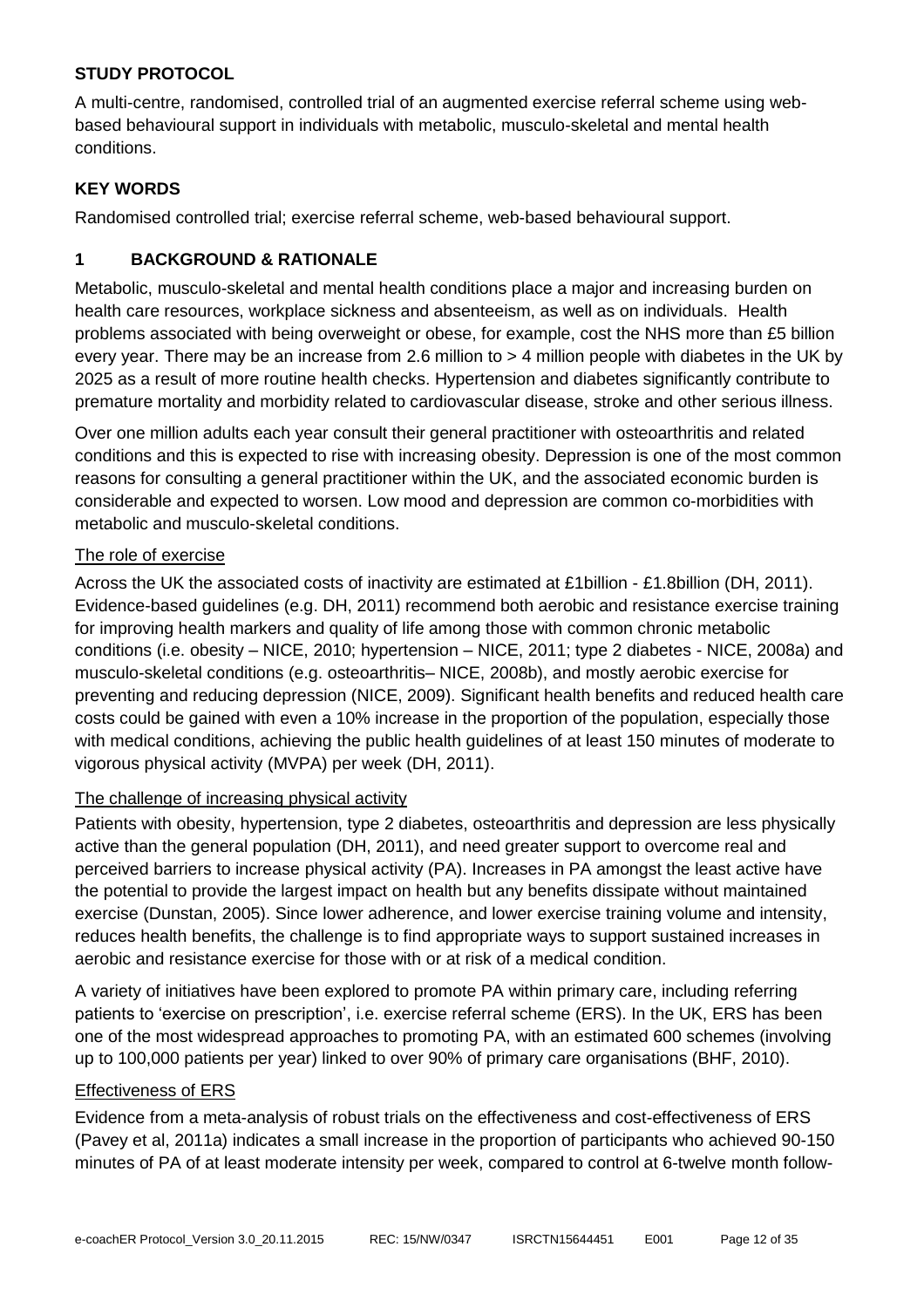## STUDY PROTOCOL

A multi-centre, randomised, controlled trial of an augmented exercise referral scheme using web-based behavioural support in individuals with metabolic, musculo-skeletal and mental health conditions.

## KEY WORDS

Randomised controlled trial; exercise referral scheme, web-based behavioural support.

## 1 BACKGROUND & RATIONALE

Metabolic, musculo-skeletal and mental health conditions place a major and increasing burden on health care resources, workplace sickness and absenteeism, as well as on individuals. Health problems associated with being overweight or obese, for example, cost the NHS more than £5 billion every year. There may be an increase from 2.6 million to > 4 million people with diabetes in the UK by 2025 as a result of more routine health checks. Hypertension and diabetes significantly contribute to premature mortality and morbidity related to cardiovascular disease, stroke and other serious illness.

Over one million adults each year consult their general practitioner with osteoarthritis and related conditions and this is expected to rise with increasing obesity. Depression is one of the most common reasons for consulting a general practitioner within the UK, and the associated economic burden is considerable and expected to worsen. Low mood and depression are common co-morbidities with metabolic and musculo-skeletal conditions.

### The role of exercise

Across the UK the associated costs of inactivity are estimated at £1billion - £1.8billion (DH, 2011). Evidence-based guidelines (e.g. DH, 2011) recommend both aerobic and resistance exercise training for improving health markers and quality of life among those with common chronic metabolic conditions (i.e. obesity – NICE, 2010; hypertension – NICE, 2011; type 2 diabetes - NICE, 2008a) and musculo-skeletal conditions (e.g. osteoarthritis– NICE, 2008b), and mostly aerobic exercise for preventing and reducing depression (NICE, 2009). Significant health benefits and reduced health care costs could be gained with even a 10% increase in the proportion of the population, especially those with medical conditions, achieving the public health guidelines of at least 150 minutes of moderate to vigorous physical activity (MVPA) per week (DH, 2011).

### The challenge of increasing physical activity

Patients with obesity, hypertension, type 2 diabetes, osteoarthritis and depression are less physically active than the general population (DH, 2011), and need greater support to overcome real and perceived barriers to increase physical activity (PA). Increases in PA amongst the least active have the potential to provide the largest impact on health but any benefits dissipate without maintained exercise (Dunstan, 2005). Since lower adherence, and lower exercise training volume and intensity, reduces health benefits, the challenge is to find appropriate ways to support sustained increases in aerobic and resistance exercise for those with or at risk of a medical condition.

A variety of initiatives have been explored to promote PA within primary care, including referring patients to 'exercise on prescription', i.e. exercise referral scheme (ERS). In the UK, ERS has been one of the most widespread approaches to promoting PA, with an estimated 600 schemes (involving up to 100,000 patients per year) linked to over 90% of primary care organisations (BHF, 2010).

### Effectiveness of ERS

Evidence from a meta-analysis of robust trials on the effectiveness and cost-effectiveness of ERS (Pavey et al, 2011a) indicates a small increase in the proportion of participants who achieved 90-150 minutes of PA of at least moderate intensity per week, compared to control at 6-twelve month follow-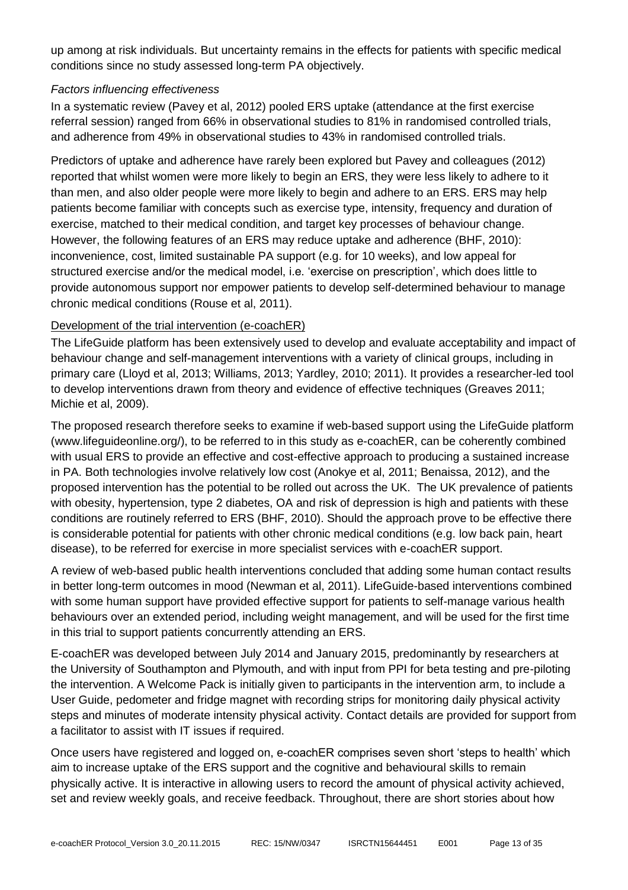up among at risk individuals. But uncertainty remains in the effects for patients with specific medical conditions since no study assessed long-term PA objectively.

*Factors influencing effectiveness*

In a systematic review (Pavey et al, 2012) pooled ERS uptake (attendance at the first exercise referral session) ranged from 66% in observational studies to 81% in randomised controlled trials, and adherence from 49% in observational studies to 43% in randomised controlled trials.

Predictors of uptake and adherence have rarely been explored but Pavey and colleagues (2012) reported that whilst women were more likely to begin an ERS, they were less likely to adhere to it than men, and also older people were more likely to begin and adhere to an ERS. ERS may help patients become familiar with concepts such as exercise type, intensity, frequency and duration of exercise, matched to their medical condition, and target key processes of behaviour change. However, the following features of an ERS may reduce uptake and adherence (BHF, 2010): inconvenience, cost, limited sustainable PA support (e.g. for 10 weeks), and low appeal for structured exercise and/or the medical model, i.e. 'exercise on prescription', which does little to provide autonomous support nor empower patients to develop self-determined behaviour to manage chronic medical conditions (Rouse et al, 2011).

<u>Development of the trial intervention (e-coachER)</u>

The LifeGuide platform has been extensively used to develop and evaluate acceptability and impact of behaviour change and self-management interventions with a variety of clinical groups, including in primary care (Lloyd et al, 2013; Williams, 2013; Yardley, 2010; 2011). It provides a researcher-led tool to develop interventions drawn from theory and evidence of effective techniques (Greaves 2011; Michie et al, 2009).

The proposed research therefore seeks to examine if web-based support using the LifeGuide platform (www.lifeguideonline.org/), to be referred to in this study as e-coachER, can be coherently combined with usual ERS to provide an effective and cost-effective approach to producing a sustained increase in PA. Both technologies involve relatively low cost (Anokye et al, 2011; Benaissa, 2012), and the proposed intervention has the potential to be rolled out across the UK. The UK prevalence of patients with obesity, hypertension, type 2 diabetes, OA and risk of depression is high and patients with these conditions are routinely referred to ERS (BHF, 2010). Should the approach prove to be effective there is considerable potential for patients with other chronic medical conditions (e.g. low back pain, heart disease), to be referred for exercise in more specialist services with e-coachER support.

A review of web-based public health interventions concluded that adding some human contact results in better long-term outcomes in mood (Newman et al, 2011). LifeGuide-based interventions combined with some human support have provided effective support for patients to self-manage various health behaviours over an extended period, including weight management, and will be used for the first time in this trial to support patients concurrently attending an ERS.

E-coachER was developed between July 2014 and January 2015, predominantly by researchers at the University of Southampton and Plymouth, and with input from PPI for beta testing and pre-piloting the intervention. A Welcome Pack is initially given to participants in the intervention arm, to include a User Guide, pedometer and fridge magnet with recording strips for monitoring daily physical activity steps and minutes of moderate intensity physical activity. Contact details are provided for support from a facilitator to assist with IT issues if required.

Once users have registered and logged on, e-coachER comprises seven short 'steps to health' which aim to increase uptake of the ERS support and the cognitive and behavioural skills to remain physically active. It is interactive in allowing users to record the amount of physical activity achieved, set and review weekly goals, and receive feedback. Throughout, there are short stories about how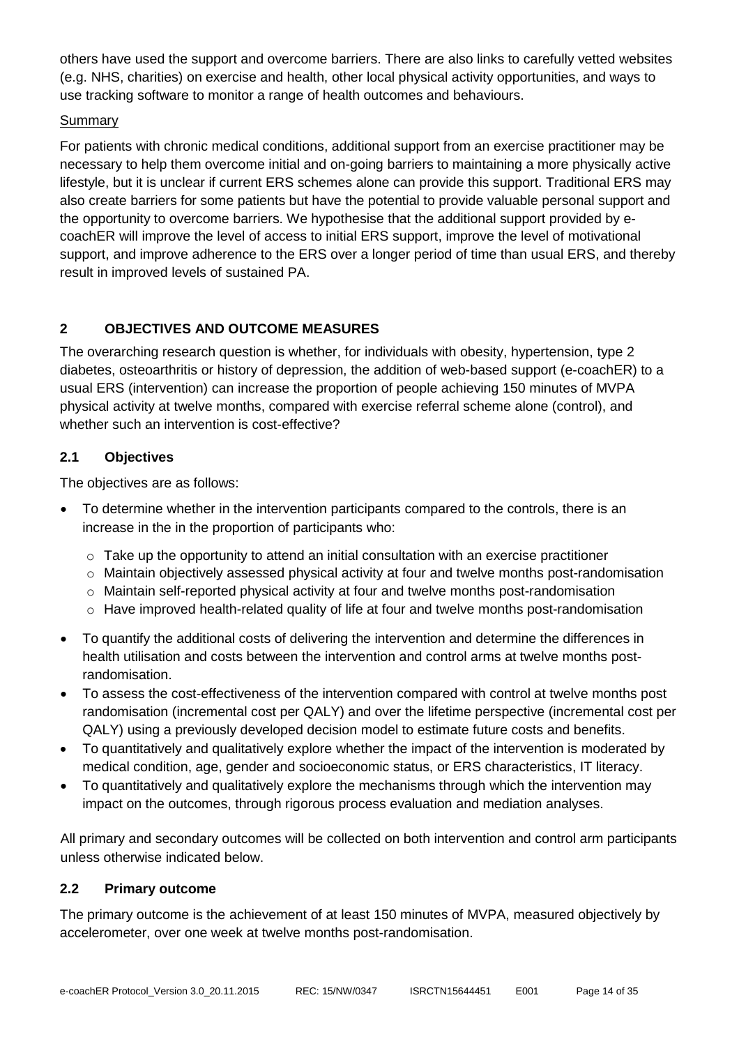others have used the support and overcome barriers. There are also links to carefully vetted websites (e.g. NHS, charities) on exercise and health, other local physical activity opportunities, and ways to use tracking software to monitor a range of health outcomes and behaviours.

Summary

For patients with chronic medical conditions, additional support from an exercise practitioner may be necessary to help them overcome initial and on-going barriers to maintaining a more physically active lifestyle, but it is unclear if current ERS schemes alone can provide this support. Traditional ERS may also create barriers for some patients but have the potential to provide valuable personal support and the opportunity to overcome barriers. We hypothesise that the additional support provided by e-coachER will improve the level of access to initial ERS support, improve the level of motivational support, and improve adherence to the ERS over a longer period of time than usual ERS, and thereby result in improved levels of sustained PA.

## 2 OBJECTIVES AND OUTCOME MEASURES

The overarching research question is whether, for individuals with obesity, hypertension, type 2 diabetes, osteoarthritis or history of depression, the addition of web-based support (e-coachER) to a usual ERS (intervention) can increase the proportion of people achieving 150 minutes of MVPA physical activity at twelve months, compared with exercise referral scheme alone (control), and whether such an intervention is cost-effective?

### 2.1 Objectives

The objectives are as follows:

- To determine whether in the intervention participants compared to the controls, there is an increase in the in the proportion of participants who:
  - Take up the opportunity to attend an initial consultation with an exercise practitioner
  - Maintain objectively assessed physical activity at four and twelve months post-randomisation
  - Maintain self-reported physical activity at four and twelve months post-randomisation
  - Have improved health-related quality of life at four and twelve months post-randomisation
- To quantify the additional costs of delivering the intervention and determine the differences in health utilisation and costs between the intervention and control arms at twelve months post-randomisation.
- To assess the cost-effectiveness of the intervention compared with control at twelve months post randomisation (incremental cost per QALY) and over the lifetime perspective (incremental cost per QALY) using a previously developed decision model to estimate future costs and benefits.
- To quantitatively and qualitatively explore whether the impact of the intervention is moderated by medical condition, age, gender and socioeconomic status, or ERS characteristics, IT literacy.
- To quantitatively and qualitatively explore the mechanisms through which the intervention may impact on the outcomes, through rigorous process evaluation and mediation analyses.

All primary and secondary outcomes will be collected on both intervention and control arm participants unless otherwise indicated below.

### 2.2 Primary outcome

The primary outcome is the achievement of at least 150 minutes of MVPA, measured objectively by accelerometer, over one week at twelve months post-randomisation.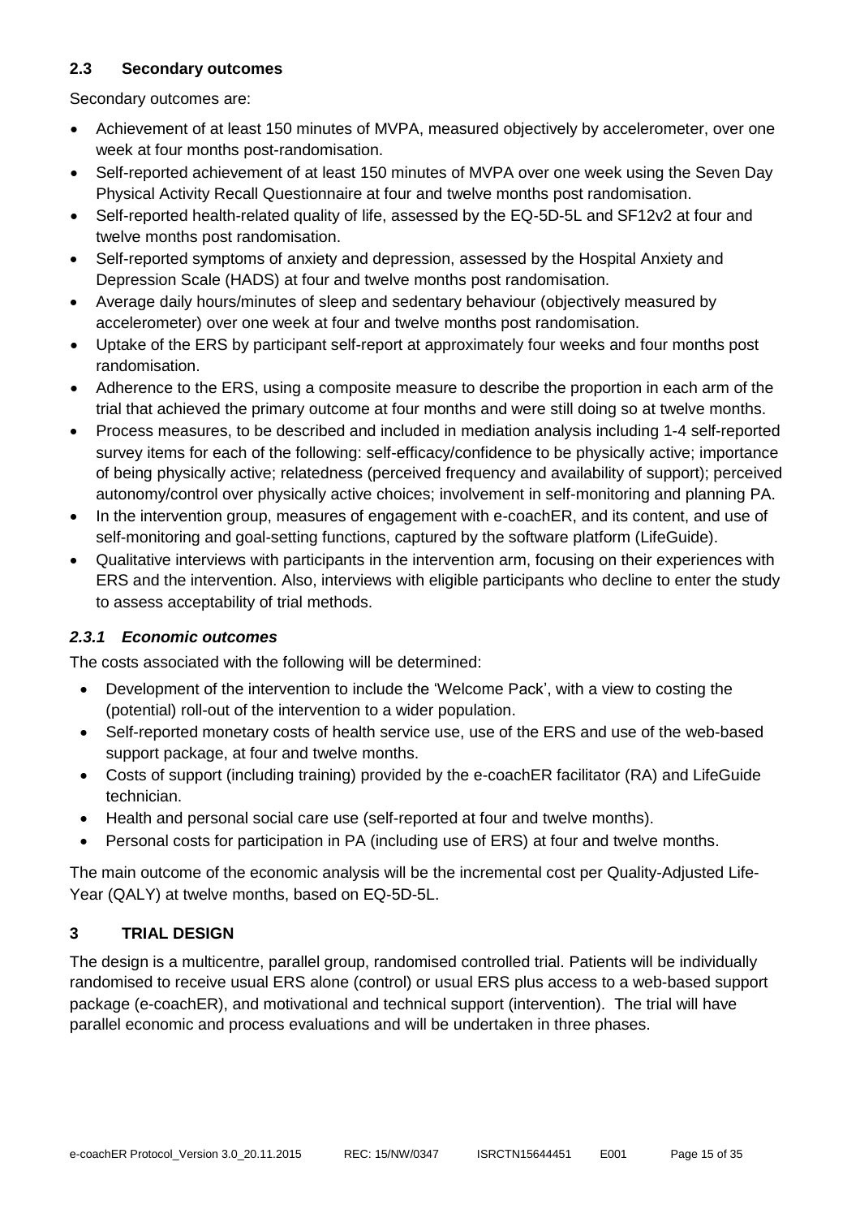### 2.3 Secondary outcomes

Secondary outcomes are:

- Achievement of at least 150 minutes of MVPA, measured objectively by accelerometer, over one week at four months post-randomisation.
- Self-reported achievement of at least 150 minutes of MVPA over one week using the Seven Day Physical Activity Recall Questionnaire at four and twelve months post randomisation.
- Self-reported health-related quality of life, assessed by the EQ-5D-5L and SF12v2 at four and twelve months post randomisation.
- Self-reported symptoms of anxiety and depression, assessed by the Hospital Anxiety and Depression Scale (HADS) at four and twelve months post randomisation.
- Average daily hours/minutes of sleep and sedentary behaviour (objectively measured by accelerometer) over one week at four and twelve months post randomisation.
- Uptake of the ERS by participant self-report at approximately four weeks and four months post randomisation.
- Adherence to the ERS, using a composite measure to describe the proportion in each arm of the trial that achieved the primary outcome at four months and were still doing so at twelve months.
- Process measures, to be described and included in mediation analysis including 1-4 self-reported survey items for each of the following: self-efficacy/confidence to be physically active; importance of being physically active; relatedness (perceived frequency and availability of support); perceived autonomy/control over physically active choices; involvement in self-monitoring and planning PA.
- In the intervention group, measures of engagement with e-coachER, and its content, and use of self-monitoring and goal-setting functions, captured by the software platform (LifeGuide).
- Qualitative interviews with participants in the intervention arm, focusing on their experiences with ERS and the intervention. Also, interviews with eligible participants who decline to enter the study to assess acceptability of trial methods.

#### *2.3.1 Economic outcomes*

The costs associated with the following will be determined:

- Development of the intervention to include the 'Welcome Pack', with a view to costing the (potential) roll-out of the intervention to a wider population.
- Self-reported monetary costs of health service use, use of the ERS and use of the web-based support package, at four and twelve months.
- Costs of support (including training) provided by the e-coachER facilitator (RA) and LifeGuide technician.
- Health and personal social care use (self-reported at four and twelve months).
- Personal costs for participation in PA (including use of ERS) at four and twelve months.

The main outcome of the economic analysis will be the incremental cost per Quality-Adjusted Life-Year (QALY) at twelve months, based on EQ-5D-5L.

## 3 TRIAL DESIGN

The design is a multicentre, parallel group, randomised controlled trial. Patients will be individually randomised to receive usual ERS alone (control) or usual ERS plus access to a web-based support package (e-coachER), and motivational and technical support (intervention). The trial will have parallel economic and process evaluations and will be undertaken in three phases.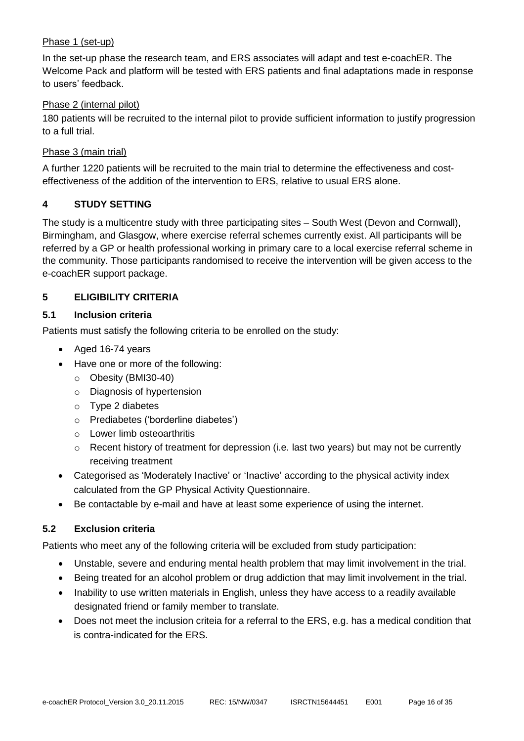Phase 1 (set-up)

In the set-up phase the research team, and ERS associates will adapt and test e-coachER. The Welcome Pack and platform will be tested with ERS patients and final adaptations made in response to users' feedback.

Phase 2 (internal pilot)

180 patients will be recruited to the internal pilot to provide sufficient information to justify progression to a full trial.

Phase 3 (main trial)

A further 1220 patients will be recruited to the main trial to determine the effectiveness and cost-effectiveness of the addition of the intervention to ERS, relative to usual ERS alone.

## 4 STUDY SETTING

The study is a multicentre study with three participating sites – South West (Devon and Cornwall), Birmingham, and Glasgow, where exercise referral schemes currently exist. All participants will be referred by a GP or health professional working in primary care to a local exercise referral scheme in the community. Those participants randomised to receive the intervention will be given access to the e-coachER support package.

## 5 ELIGIBILITY CRITERIA

### 5.1 Inclusion criteria

Patients must satisfy the following criteria to be enrolled on the study:

- Aged 16-74 years
- Have one or more of the following:
  - Obesity (BMI30-40)
  - Diagnosis of hypertension
  - Type 2 diabetes
  - Prediabetes ('borderline diabetes')
  - Lower limb osteoarthritis
  - Recent history of treatment for depression (i.e. last two years) but may not be currently receiving treatment
- Categorised as 'Moderately Inactive' or 'Inactive' according to the physical activity index calculated from the GP Physical Activity Questionnaire.
- Be contactable by e-mail and have at least some experience of using the internet.

### 5.2 Exclusion criteria

Patients who meet any of the following criteria will be excluded from study participation:

- Unstable, severe and enduring mental health problem that may limit involvement in the trial.
- Being treated for an alcohol problem or drug addiction that may limit involvement in the trial.
- Inability to use written materials in English, unless they have access to a readily available designated friend or family member to translate.
- Does not meet the inclusion criteia for a referral to the ERS, e.g. has a medical condition that is contra-indicated for the ERS.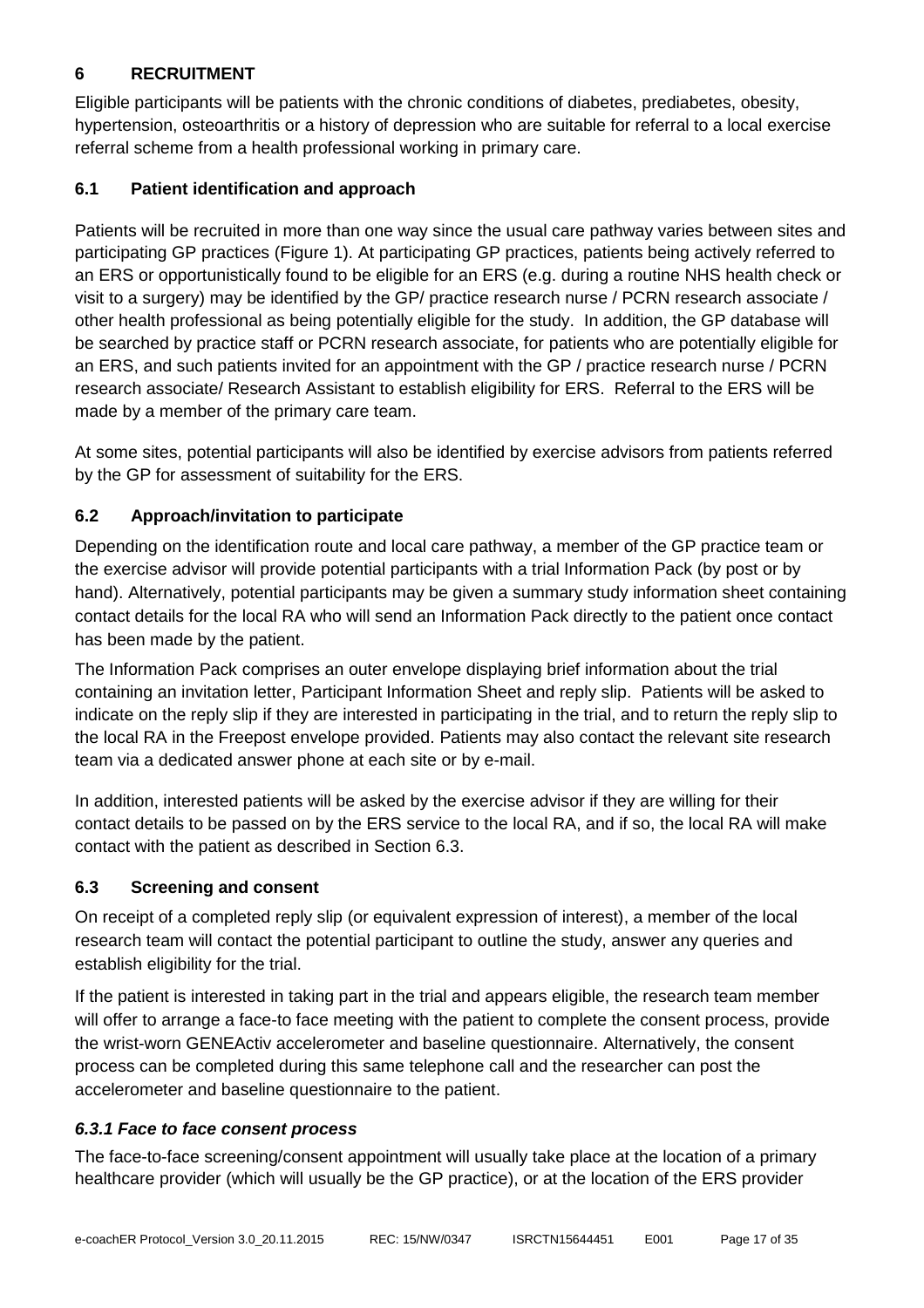## 6 RECRUITMENT

Eligible participants will be patients with the chronic conditions of diabetes, prediabetes, obesity, hypertension, osteoarthritis or a history of depression who are suitable for referral to a local exercise referral scheme from a health professional working in primary care.

### 6.1 Patient identification and approach

Patients will be recruited in more than one way since the usual care pathway varies between sites and participating GP practices (Figure 1). At participating GP practices, patients being actively referred to an ERS or opportunistically found to be eligible for an ERS (e.g. during a routine NHS health check or visit to a surgery) may be identified by the GP/ practice research nurse / PCRN research associate / other health professional as being potentially eligible for the study. In addition, the GP database will be searched by practice staff or PCRN research associate, for patients who are potentially eligible for an ERS, and such patients invited for an appointment with the GP / practice research nurse / PCRN research associate/ Research Assistant to establish eligibility for ERS. Referral to the ERS will be made by a member of the primary care team.

At some sites, potential participants will also be identified by exercise advisors from patients referred by the GP for assessment of suitability for the ERS.

### 6.2 Approach/invitation to participate

Depending on the identification route and local care pathway, a member of the GP practice team or the exercise advisor will provide potential participants with a trial Information Pack (by post or by hand). Alternatively, potential participants may be given a summary study information sheet containing contact details for the local RA who will send an Information Pack directly to the patient once contact has been made by the patient.

The Information Pack comprises an outer envelope displaying brief information about the trial containing an invitation letter, Participant Information Sheet and reply slip. Patients will be asked to indicate on the reply slip if they are interested in participating in the trial, and to return the reply slip to the local RA in the Freepost envelope provided. Patients may also contact the relevant site research team via a dedicated answer phone at each site or by e-mail.

In addition, interested patients will be asked by the exercise advisor if they are willing for their contact details to be passed on by the ERS service to the local RA, and if so, the local RA will make contact with the patient as described in Section 6.3.

### 6.3 Screening and consent

On receipt of a completed reply slip (or equivalent expression of interest), a member of the local research team will contact the potential participant to outline the study, answer any queries and establish eligibility for the trial.

If the patient is interested in taking part in the trial and appears eligible, the research team member will offer to arrange a face-to face meeting with the patient to complete the consent process, provide the wrist-worn GENEActiv accelerometer and baseline questionnaire. Alternatively, the consent process can be completed during this same telephone call and the researcher can post the accelerometer and baseline questionnaire to the patient.

#### *6.3.1 Face to face consent process*

The face-to-face screening/consent appointment will usually take place at the location of a primary healthcare provider (which will usually be the GP practice), or at the location of the ERS provider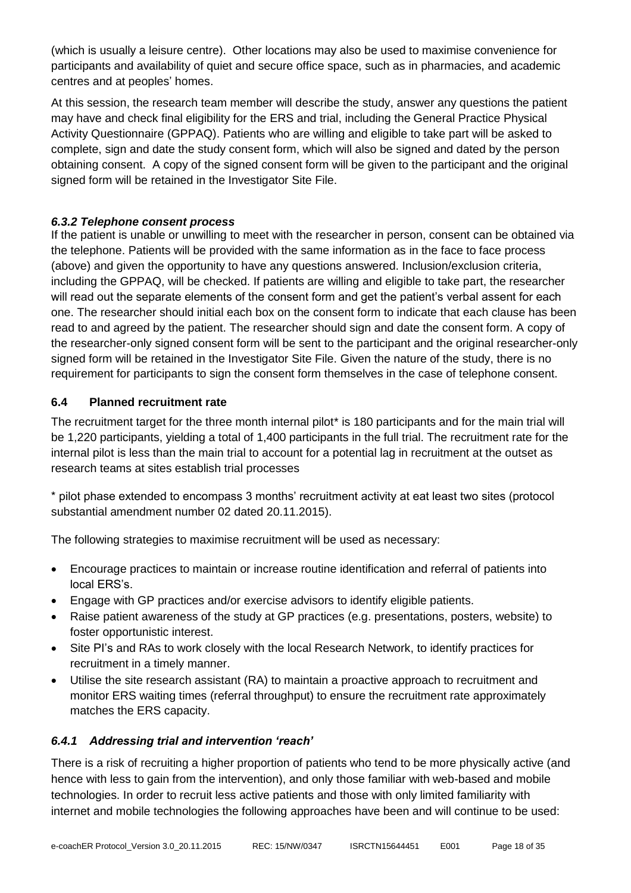(which is usually a leisure centre). Other locations may also be used to maximise convenience for participants and availability of quiet and secure office space, such as in pharmacies, and academic centres and at peoples' homes.

At this session, the research team member will describe the study, answer any questions the patient may have and check final eligibility for the ERS and trial, including the General Practice Physical Activity Questionnaire (GPPAQ). Patients who are willing and eligible to take part will be asked to complete, sign and date the study consent form, which will also be signed and dated by the person obtaining consent. A copy of the signed consent form will be given to the participant and the original signed form will be retained in the Investigator Site File.

#### *6.3.2 Telephone consent process*

If the patient is unable or unwilling to meet with the researcher in person, consent can be obtained via the telephone. Patients will be provided with the same information as in the face to face process (above) and given the opportunity to have any questions answered. Inclusion/exclusion criteria, including the GPPAQ, will be checked. If patients are willing and eligible to take part, the researcher will read out the separate elements of the consent form and get the patient's verbal assent for each one. The researcher should initial each box on the consent form to indicate that each clause has been read to and agreed by the patient. The researcher should sign and date the consent form. A copy of the researcher-only signed consent form will be sent to the participant and the original researcher-only signed form will be retained in the Investigator Site File. Given the nature of the study, there is no requirement for participants to sign the consent form themselves in the case of telephone consent.

### 6.4 Planned recruitment rate

The recruitment target for the three month internal pilot* is 180 participants and for the main trial will be 1,220 participants, yielding a total of 1,400 participants in the full trial. The recruitment rate for the internal pilot is less than the main trial to account for a potential lag in recruitment at the outset as research teams at sites establish trial processes

* pilot phase extended to encompass 3 months' recruitment activity at eat least two sites (protocol substantial amendment number 02 dated 20.11.2015).

The following strategies to maximise recruitment will be used as necessary:

- Encourage practices to maintain or increase routine identification and referral of patients into local ERS's.
- Engage with GP practices and/or exercise advisors to identify eligible patients.
- Raise patient awareness of the study at GP practices (e.g. presentations, posters, website) to foster opportunistic interest.
- Site PI's and RAs to work closely with the local Research Network, to identify practices for recruitment in a timely manner.
- Utilise the site research assistant (RA) to maintain a proactive approach to recruitment and monitor ERS waiting times (referral throughput) to ensure the recruitment rate approximately matches the ERS capacity.

#### *6.4.1 Addressing trial and intervention 'reach'*

There is a risk of recruiting a higher proportion of patients who tend to be more physically active (and hence with less to gain from the intervention), and only those familiar with web-based and mobile technologies. In order to recruit less active patients and those with only limited familiarity with internet and mobile technologies the following approaches have been and will continue to be used: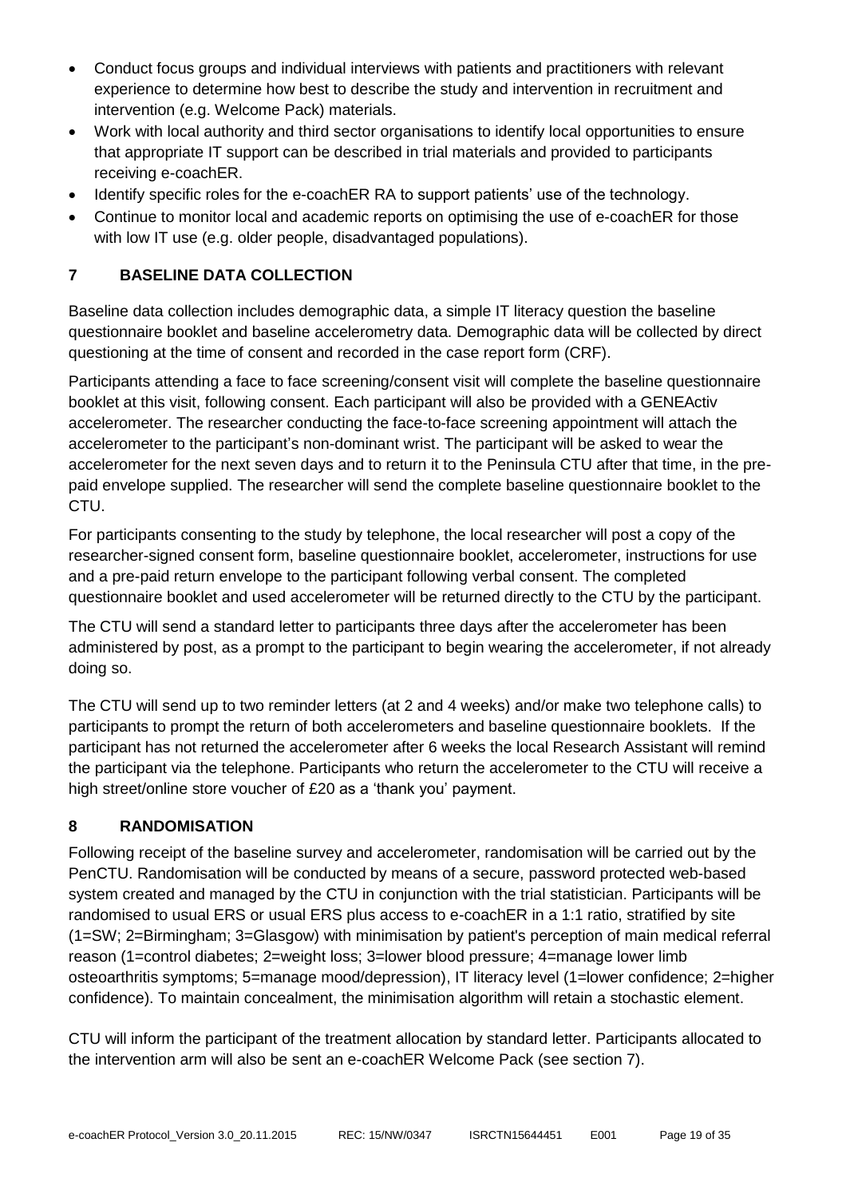- Conduct focus groups and individual interviews with patients and practitioners with relevant experience to determine how best to describe the study and intervention in recruitment and intervention (e.g. Welcome Pack) materials.
- Work with local authority and third sector organisations to identify local opportunities to ensure that appropriate IT support can be described in trial materials and provided to participants receiving e-coachER.
- Identify specific roles for the e-coachER RA to support patients' use of the technology.
- Continue to monitor local and academic reports on optimising the use of e-coachER for those with low IT use (e.g. older people, disadvantaged populations).

## 7 BASELINE DATA COLLECTION

Baseline data collection includes demographic data, a simple IT literacy question the baseline questionnaire booklet and baseline accelerometry data. Demographic data will be collected by direct questioning at the time of consent and recorded in the case report form (CRF).

Participants attending a face to face screening/consent visit will complete the baseline questionnaire booklet at this visit, following consent. Each participant will also be provided with a GENEActiv accelerometer. The researcher conducting the face-to-face screening appointment will attach the accelerometer to the participant's non-dominant wrist. The participant will be asked to wear the accelerometer for the next seven days and to return it to the Peninsula CTU after that time, in the pre-paid envelope supplied. The researcher will send the complete baseline questionnaire booklet to the CTU.

For participants consenting to the study by telephone, the local researcher will post a copy of the researcher-signed consent form, baseline questionnaire booklet, accelerometer, instructions for use and a pre-paid return envelope to the participant following verbal consent. The completed questionnaire booklet and used accelerometer will be returned directly to the CTU by the participant.

The CTU will send a standard letter to participants three days after the accelerometer has been administered by post, as a prompt to the participant to begin wearing the accelerometer, if not already doing so.

The CTU will send up to two reminder letters (at 2 and 4 weeks) and/or make two telephone calls) to participants to prompt the return of both accelerometers and baseline questionnaire booklets. If the participant has not returned the accelerometer after 6 weeks the local Research Assistant will remind the participant via the telephone. Participants who return the accelerometer to the CTU will receive a high street/online store voucher of £20 as a 'thank you' payment.

## 8 RANDOMISATION

Following receipt of the baseline survey and accelerometer, randomisation will be carried out by the PenCTU. Randomisation will be conducted by means of a secure, password protected web-based system created and managed by the CTU in conjunction with the trial statistician. Participants will be randomised to usual ERS or usual ERS plus access to e-coachER in a 1:1 ratio, stratified by site (1=SW; 2=Birmingham; 3=Glasgow) with minimisation by patient's perception of main medical referral reason (1=control diabetes; 2=weight loss; 3=lower blood pressure; 4=manage lower limb osteoarthritis symptoms; 5=manage mood/depression), IT literacy level (1=lower confidence; 2=higher confidence). To maintain concealment, the minimisation algorithm will retain a stochastic element.

CTU will inform the participant of the treatment allocation by standard letter. Participants allocated to the intervention arm will also be sent an e-coachER Welcome Pack (see section 7).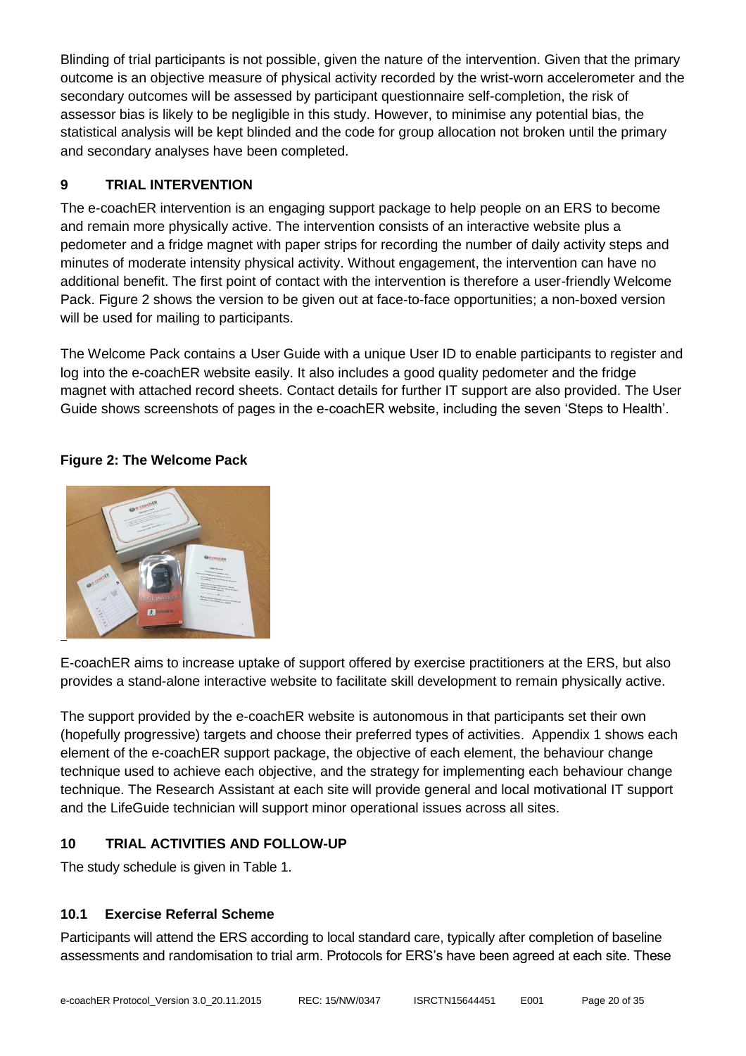Blinding of trial participants is not possible, given the nature of the intervention. Given that the primary outcome is an objective measure of physical activity recorded by the wrist-worn accelerometer and the secondary outcomes will be assessed by participant questionnaire self-completion, the risk of assessor bias is likely to be negligible in this study. However, to minimise any potential bias, the statistical analysis will be kept blinded and the code for group allocation not broken until the primary and secondary analyses have been completed.

## 9 TRIAL INTERVENTION

The e-coachER intervention is an engaging support package to help people on an ERS to become and remain more physically active. The intervention consists of an interactive website plus a pedometer and a fridge magnet with paper strips for recording the number of daily activity steps and minutes of moderate intensity physical activity. Without engagement, the intervention can have no additional benefit. The first point of contact with the intervention is therefore a user-friendly Welcome Pack. Figure 2 shows the version to be given out at face-to-face opportunities; a non-boxed version will be used for mailing to participants.

The Welcome Pack contains a User Guide with a unique User ID to enable participants to register and log into the e-coachER website easily. It also includes a good quality pedometer and the fridge magnet with attached record sheets. Contact details for further IT support are also provided. The User Guide shows screenshots of pages in the e-coachER website, including the seven 'Steps to Health'.

**Figure 2: The Welcome Pack**

E-coachER aims to increase uptake of support offered by exercise practitioners at the ERS, but also provides a stand-alone interactive website to facilitate skill development to remain physically active.

The support provided by the e-coachER website is autonomous in that participants set their own (hopefully progressive) targets and choose their preferred types of activities. Appendix 1 shows each element of the e-coachER support package, the objective of each element, the behaviour change technique used to achieve each objective, and the strategy for implementing each behaviour change technique. The Research Assistant at each site will provide general and local motivational IT support and the LifeGuide technician will support minor operational issues across all sites.

## 10 TRIAL ACTIVITIES AND FOLLOW-UP

The study schedule is given in Table 1.

### 10.1 Exercise Referral Scheme

Participants will attend the ERS according to local standard care, typically after completion of baseline assessments and randomisation to trial arm. Protocols for ERS's have been agreed at each site. These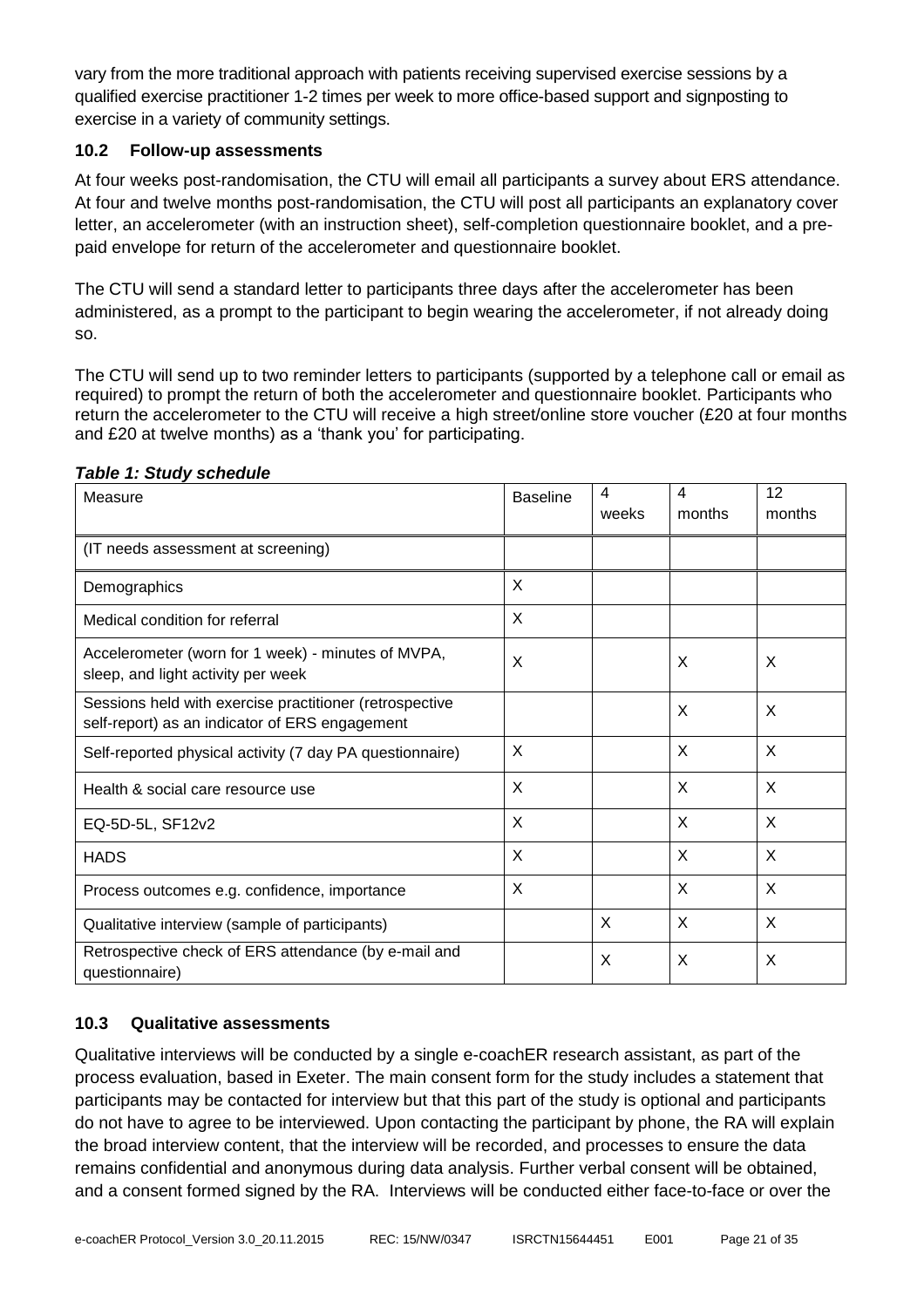vary from the more traditional approach with patients receiving supervised exercise sessions by a qualified exercise practitioner 1-2 times per week to more office-based support and signposting to exercise in a variety of community settings.

### 10.2 Follow-up assessments

At four weeks post-randomisation, the CTU will email all participants a survey about ERS attendance. At four and twelve months post-randomisation, the CTU will post all participants an explanatory cover letter, an accelerometer (with an instruction sheet), self-completion questionnaire booklet, and a pre-paid envelope for return of the accelerometer and questionnaire booklet.

The CTU will send a standard letter to participants three days after the accelerometer has been administered, as a prompt to the participant to begin wearing the accelerometer, if not already doing so.

The CTU will send up to two reminder letters to participants (supported by a telephone call or email as required) to prompt the return of both the accelerometer and questionnaire booklet. Participants who return the accelerometer to the CTU will receive a high street/online store voucher (£20 at four months and £20 at twelve months) as a 'thank you' for participating.

***Table 1: Study schedule***

| Measure | Baseline | 4 weeks | 4 months | 12 months |
|---|---|---|---|---|
| (IT needs assessment at screening) | | | | |
| Demographics | X | | | |
| Medical condition for referral | X | | | |
| Accelerometer (worn for 1 week) - minutes of MVPA, sleep, and light activity per week | X | | X | X |
| Sessions held with exercise practitioner (retrospective self-report) as an indicator of ERS engagement | | | X | X |
| Self-reported physical activity (7 day PA questionnaire) | X | | X | X |
| Health & social care resource use | X | | X | X |
| EQ-5D-5L, SF12v2 | X | | X | X |
| HADS | X | | X | X |
| Process outcomes e.g. confidence, importance | X | | X | X |
| Qualitative interview (sample of participants) | | X | X | X |
| Retrospective check of ERS attendance (by e-mail and questionnaire) | | X | X | X |

### 10.3 Qualitative assessments

Qualitative interviews will be conducted by a single e-coachER research assistant, as part of the process evaluation, based in Exeter. The main consent form for the study includes a statement that participants may be contacted for interview but that this part of the study is optional and participants do not have to agree to be interviewed. Upon contacting the participant by phone, the RA will explain the broad interview content, that the interview will be recorded, and processes to ensure the data remains confidential and anonymous during data analysis. Further verbal consent will be obtained, and a consent formed signed by the RA. Interviews will be conducted either face-to-face or over the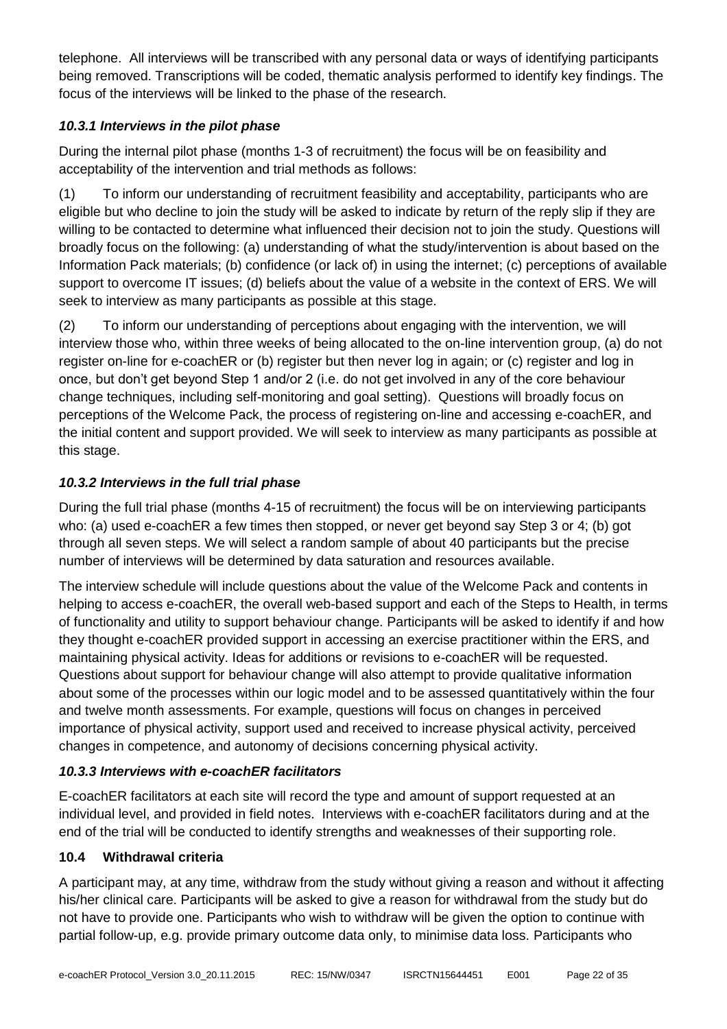telephone. All interviews will be transcribed with any personal data or ways of identifying participants being removed. Transcriptions will be coded, thematic analysis performed to identify key findings. The focus of the interviews will be linked to the phase of the research.

### *10.3.1 Interviews in the pilot phase*

During the internal pilot phase (months 1-3 of recruitment) the focus will be on feasibility and acceptability of the intervention and trial methods as follows:

(1) To inform our understanding of recruitment feasibility and acceptability, participants who are eligible but who decline to join the study will be asked to indicate by return of the reply slip if they are willing to be contacted to determine what influenced their decision not to join the study. Questions will broadly focus on the following: (a) understanding of what the study/intervention is about based on the Information Pack materials; (b) confidence (or lack of) in using the internet; (c) perceptions of available support to overcome IT issues; (d) beliefs about the value of a website in the context of ERS. We will seek to interview as many participants as possible at this stage.

(2) To inform our understanding of perceptions about engaging with the intervention, we will interview those who, within three weeks of being allocated to the on-line intervention group, (a) do not register on-line for e-coachER or (b) register but then never log in again; or (c) register and log in once, but don't get beyond Step 1 and/or 2 (i.e. do not get involved in any of the core behaviour change techniques, including self-monitoring and goal setting). Questions will broadly focus on perceptions of the Welcome Pack, the process of registering on-line and accessing e-coachER, and the initial content and support provided. We will seek to interview as many participants as possible at this stage.

### *10.3.2 Interviews in the full trial phase*

During the full trial phase (months 4-15 of recruitment) the focus will be on interviewing participants who: (a) used e-coachER a few times then stopped, or never get beyond say Step 3 or 4; (b) got through all seven steps. We will select a random sample of about 40 participants but the precise number of interviews will be determined by data saturation and resources available.

The interview schedule will include questions about the value of the Welcome Pack and contents in helping to access e-coachER, the overall web-based support and each of the Steps to Health, in terms of functionality and utility to support behaviour change. Participants will be asked to identify if and how they thought e-coachER provided support in accessing an exercise practitioner within the ERS, and maintaining physical activity. Ideas for additions or revisions to e-coachER will be requested. Questions about support for behaviour change will also attempt to provide qualitative information about some of the processes within our logic model and to be assessed quantitatively within the four and twelve month assessments. For example, questions will focus on changes in perceived importance of physical activity, support used and received to increase physical activity, perceived changes in competence, and autonomy of decisions concerning physical activity.

### *10.3.3 Interviews with e-coachER facilitators*

E-coachER facilitators at each site will record the type and amount of support requested at an individual level, and provided in field notes. Interviews with e-coachER facilitators during and at the end of the trial will be conducted to identify strengths and weaknesses of their supporting role.

## **10.4 Withdrawal criteria**

A participant may, at any time, withdraw from the study without giving a reason and without it affecting his/her clinical care. Participants will be asked to give a reason for withdrawal from the study but do not have to provide one. Participants who wish to withdraw will be given the option to continue with partial follow-up, e.g. provide primary outcome data only, to minimise data loss. Participants who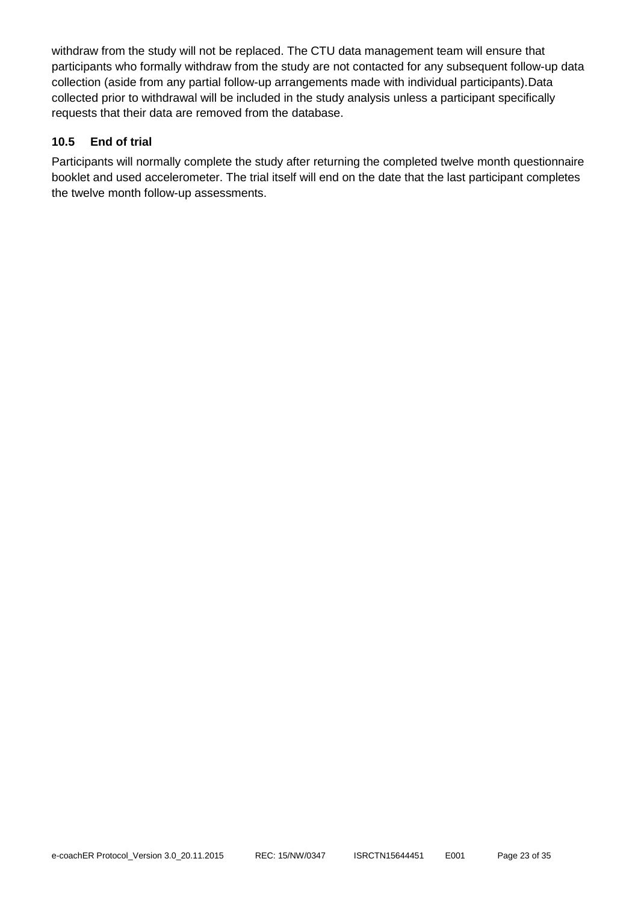withdraw from the study will not be replaced. The CTU data management team will ensure that participants who formally withdraw from the study are not contacted for any subsequent follow-up data collection (aside from any partial follow-up arrangements made with individual participants).Data collected prior to withdrawal will be included in the study analysis unless a participant specifically requests that their data are removed from the database.

### 10.5 End of trial

Participants will normally complete the study after returning the completed twelve month questionnaire booklet and used accelerometer. The trial itself will end on the date that the last participant completes the twelve month follow-up assessments.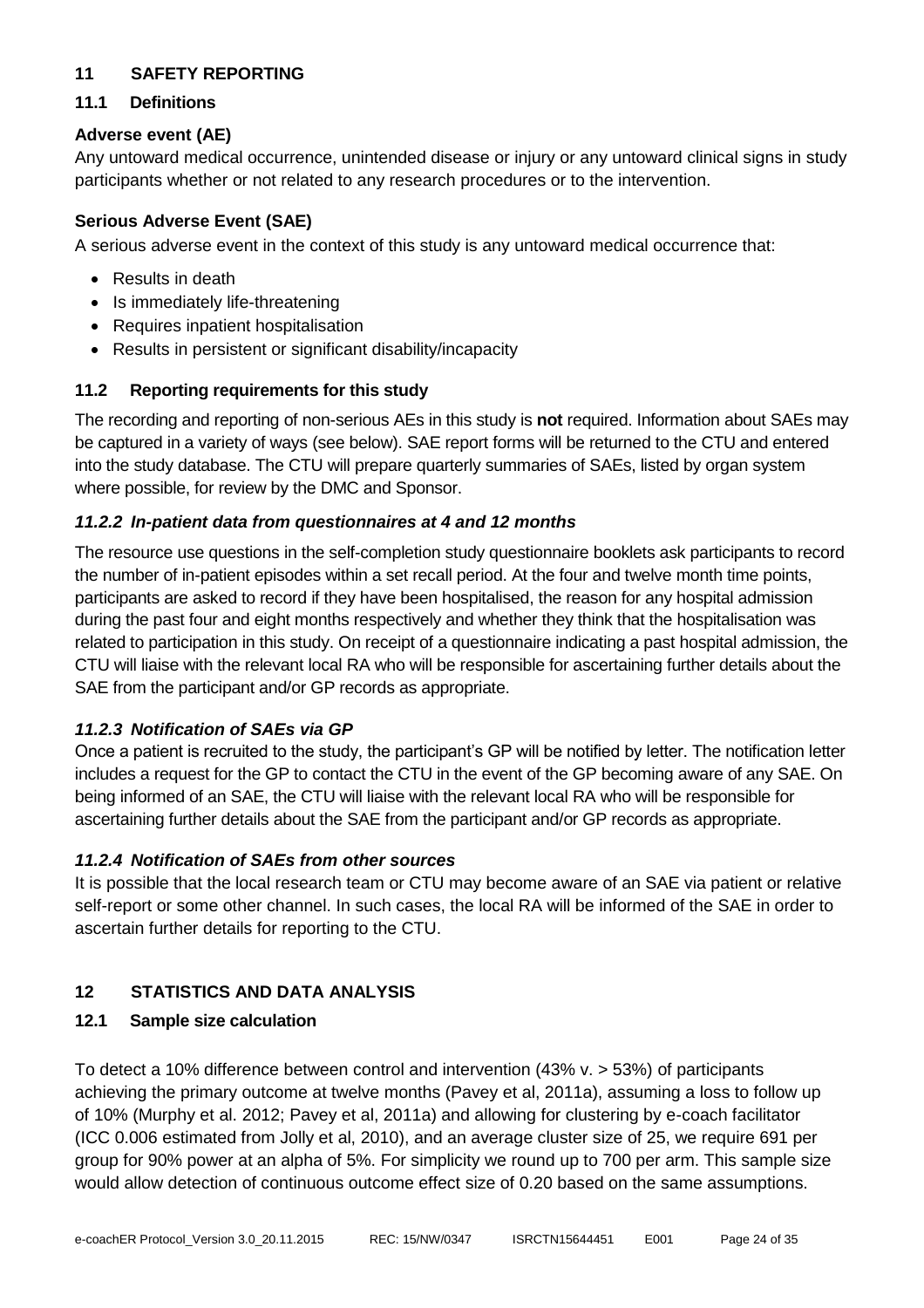## 11 SAFETY REPORTING

### 11.1 Definitions

**Adverse event (AE)**

Any untoward medical occurrence, unintended disease or injury or any untoward clinical signs in study participants whether or not related to any research procedures or to the intervention.

**Serious Adverse Event (SAE)**

A serious adverse event in the context of this study is any untoward medical occurrence that:

- Results in death
- Is immediately life-threatening
- Requires inpatient hospitalisation
- Results in persistent or significant disability/incapacity

### 11.2 Reporting requirements for this study

The recording and reporting of non-serious AEs in this study is **not** required. Information about SAEs may be captured in a variety of ways (see below). SAE report forms will be returned to the CTU and entered into the study database. The CTU will prepare quarterly summaries of SAEs, listed by organ system where possible, for review by the DMC and Sponsor.

#### *11.2.2 In-patient data from questionnaires at 4 and 12 months*

The resource use questions in the self-completion study questionnaire booklets ask participants to record the number of in-patient episodes within a set recall period. At the four and twelve month time points, participants are asked to record if they have been hospitalised, the reason for any hospital admission during the past four and eight months respectively and whether they think that the hospitalisation was related to participation in this study. On receipt of a questionnaire indicating a past hospital admission, the CTU will liaise with the relevant local RA who will be responsible for ascertaining further details about the SAE from the participant and/or GP records as appropriate.

#### *11.2.3 Notification of SAEs via GP*

Once a patient is recruited to the study, the participant's GP will be notified by letter. The notification letter includes a request for the GP to contact the CTU in the event of the GP becoming aware of any SAE. On being informed of an SAE, the CTU will liaise with the relevant local RA who will be responsible for ascertaining further details about the SAE from the participant and/or GP records as appropriate.

#### *11.2.4 Notification of SAEs from other sources*

It is possible that the local research team or CTU may become aware of an SAE via patient or relative self-report or some other channel. In such cases, the local RA will be informed of the SAE in order to ascertain further details for reporting to the CTU.

## 12 STATISTICS AND DATA ANALYSIS

### 12.1 Sample size calculation

To detect a 10% difference between control and intervention (43% v. > 53%) of participants achieving the primary outcome at twelve months (Pavey et al, 2011a), assuming a loss to follow up of 10% (Murphy et al. 2012; Pavey et al, 2011a) and allowing for clustering by e-coach facilitator (ICC 0.006 estimated from Jolly et al, 2010), and an average cluster size of 25, we require 691 per group for 90% power at an alpha of 5%. For simplicity we round up to 700 per arm. This sample size would allow detection of continuous outcome effect size of 0.20 based on the same assumptions.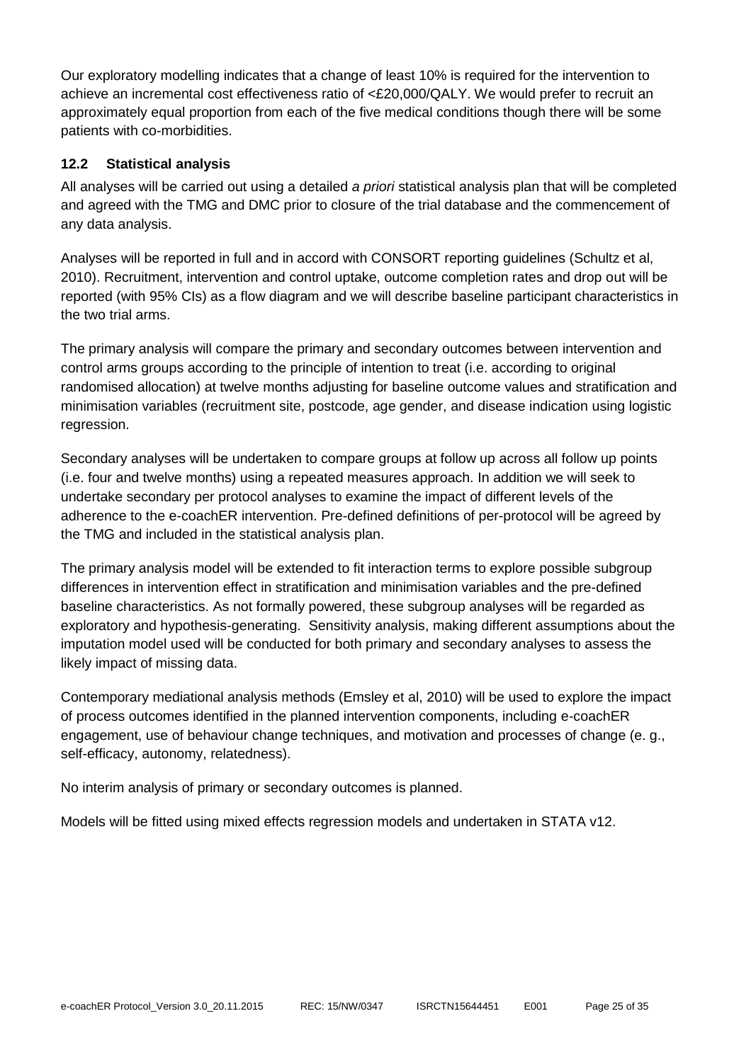Our exploratory modelling indicates that a change of least 10% is required for the intervention to achieve an incremental cost effectiveness ratio of <£20,000/QALY. We would prefer to recruit an approximately equal proportion from each of the five medical conditions though there will be some patients with co-morbidities.

### 12.2 Statistical analysis

All analyses will be carried out using a detailed *a priori* statistical analysis plan that will be completed and agreed with the TMG and DMC prior to closure of the trial database and the commencement of any data analysis.

Analyses will be reported in full and in accord with CONSORT reporting guidelines (Schultz et al, 2010). Recruitment, intervention and control uptake, outcome completion rates and drop out will be reported (with 95% CIs) as a flow diagram and we will describe baseline participant characteristics in the two trial arms.

The primary analysis will compare the primary and secondary outcomes between intervention and control arms groups according to the principle of intention to treat (i.e. according to original randomised allocation) at twelve months adjusting for baseline outcome values and stratification and minimisation variables (recruitment site, postcode, age gender, and disease indication using logistic regression.

Secondary analyses will be undertaken to compare groups at follow up across all follow up points (i.e. four and twelve months) using a repeated measures approach. In addition we will seek to undertake secondary per protocol analyses to examine the impact of different levels of the adherence to the e-coachER intervention. Pre-defined definitions of per-protocol will be agreed by the TMG and included in the statistical analysis plan.

The primary analysis model will be extended to fit interaction terms to explore possible subgroup differences in intervention effect in stratification and minimisation variables and the pre-defined baseline characteristics. As not formally powered, these subgroup analyses will be regarded as exploratory and hypothesis-generating. Sensitivity analysis, making different assumptions about the imputation model used will be conducted for both primary and secondary analyses to assess the likely impact of missing data.

Contemporary mediational analysis methods (Emsley et al, 2010) will be used to explore the impact of process outcomes identified in the planned intervention components, including e-coachER engagement, use of behaviour change techniques, and motivation and processes of change (e. g., self-efficacy, autonomy, relatedness).

No interim analysis of primary or secondary outcomes is planned.

Models will be fitted using mixed effects regression models and undertaken in STATA v12.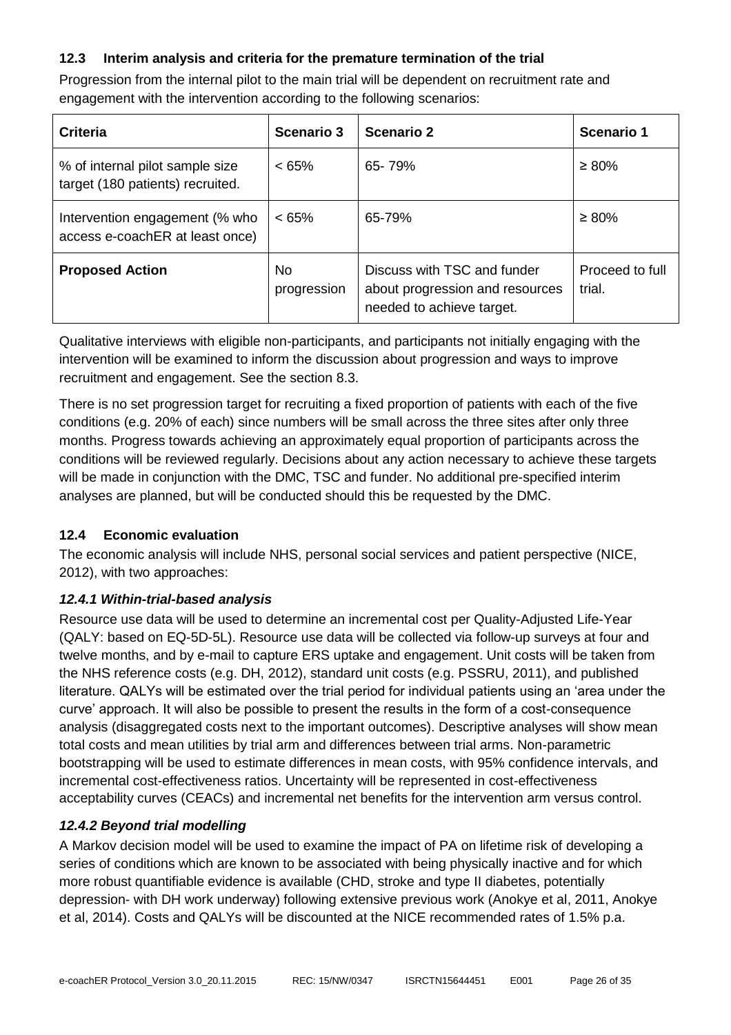### 12.3 Interim analysis and criteria for the premature termination of the trial

Progression from the internal pilot to the main trial will be dependent on recruitment rate and engagement with the intervention according to the following scenarios:

| Criteria | Scenario 3 | Scenario 2 | Scenario 1 |
|---|---|---|---|
| % of internal pilot sample size target (180 patients) recruited. | < 65% | 65- 79% | ≥ 80% |
| Intervention engagement (% who access e-coachER at least once) | < 65% | 65-79% | ≥ 80% |
| **Proposed Action** | No progression | Discuss with TSC and funder about progression and resources needed to achieve target. | Proceed to full trial. |

Qualitative interviews with eligible non-participants, and participants not initially engaging with the intervention will be examined to inform the discussion about progression and ways to improve recruitment and engagement. See the section 8.3.

There is no set progression target for recruiting a fixed proportion of patients with each of the five conditions (e.g. 20% of each) since numbers will be small across the three sites after only three months. Progress towards achieving an approximately equal proportion of participants across the conditions will be reviewed regularly. Decisions about any action necessary to achieve these targets will be made in conjunction with the DMC, TSC and funder. No additional pre-specified interim analyses are planned, but will be conducted should this be requested by the DMC.

### 12.4 Economic evaluation

The economic analysis will include NHS, personal social services and patient perspective (NICE, 2012), with two approaches:

#### *12.4.1 Within-trial-based analysis*

Resource use data will be used to determine an incremental cost per Quality-Adjusted Life-Year (QALY: based on EQ-5D-5L). Resource use data will be collected via follow-up surveys at four and twelve months, and by e-mail to capture ERS uptake and engagement. Unit costs will be taken from the NHS reference costs (e.g. DH, 2012), standard unit costs (e.g. PSSRU, 2011), and published literature. QALYs will be estimated over the trial period for individual patients using an 'area under the curve' approach. It will also be possible to present the results in the form of a cost-consequence analysis (disaggregated costs next to the important outcomes). Descriptive analyses will show mean total costs and mean utilities by trial arm and differences between trial arms. Non-parametric bootstrapping will be used to estimate differences in mean costs, with 95% confidence intervals, and incremental cost-effectiveness ratios. Uncertainty will be represented in cost-effectiveness acceptability curves (CEACs) and incremental net benefits for the intervention arm versus control.

#### *12.4.2 Beyond trial modelling*

A Markov decision model will be used to examine the impact of PA on lifetime risk of developing a series of conditions which are known to be associated with being physically inactive and for which more robust quantifiable evidence is available (CHD, stroke and type II diabetes, potentially depression- with DH work underway) following extensive previous work (Anokye et al, 2011, Anokye et al, 2014). Costs and QALYs will be discounted at the NICE recommended rates of 1.5% p.a.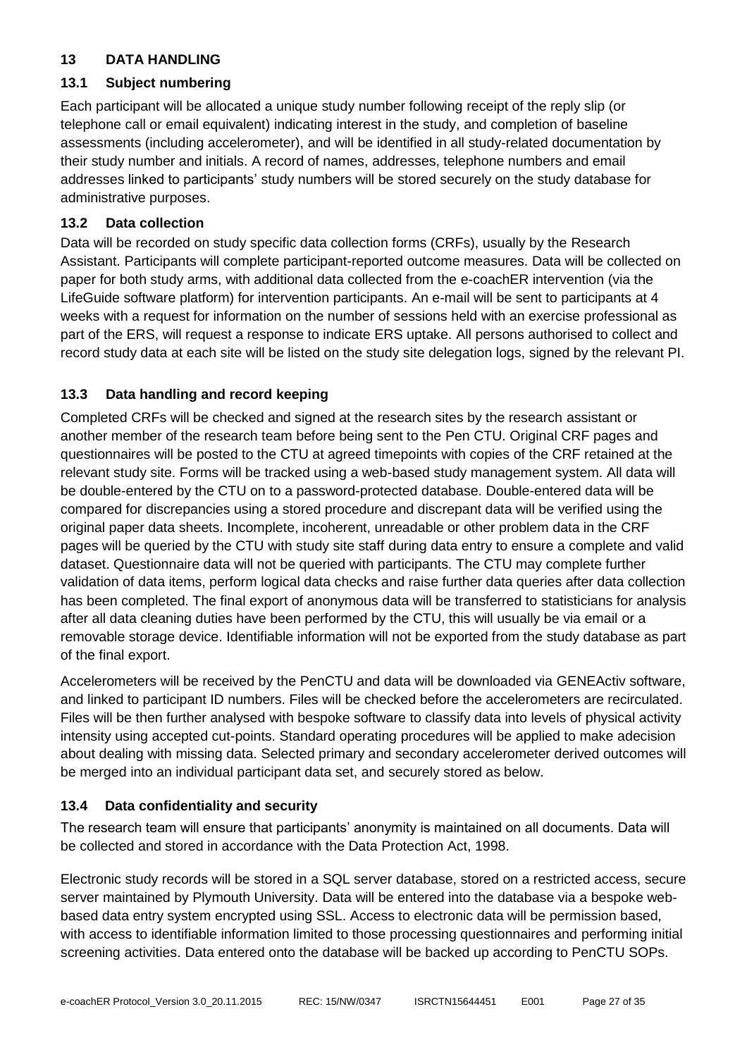## 13 DATA HANDLING

### 13.1 Subject numbering

Each participant will be allocated a unique study number following receipt of the reply slip (or telephone call or email equivalent) indicating interest in the study, and completion of baseline assessments (including accelerometer), and will be identified in all study-related documentation by their study number and initials. A record of names, addresses, telephone numbers and email addresses linked to participants' study numbers will be stored securely on the study database for administrative purposes.

### 13.2 Data collection

Data will be recorded on study specific data collection forms (CRFs), usually by the Research Assistant. Participants will complete participant-reported outcome measures. Data will be collected on paper for both study arms, with additional data collected from the e-coachER intervention (via the LifeGuide software platform) for intervention participants. An e-mail will be sent to participants at 4 weeks with a request for information on the number of sessions held with an exercise professional as part of the ERS, will request a response to indicate ERS uptake. All persons authorised to collect and record study data at each site will be listed on the study site delegation logs, signed by the relevant PI.

### 13.3 Data handling and record keeping

Completed CRFs will be checked and signed at the research sites by the research assistant or another member of the research team before being sent to the Pen CTU. Original CRF pages and questionnaires will be posted to the CTU at agreed timepoints with copies of the CRF retained at the relevant study site. Forms will be tracked using a web-based study management system. All data will be double-entered by the CTU on to a password-protected database. Double-entered data will be compared for discrepancies using a stored procedure and discrepant data will be verified using the original paper data sheets. Incomplete, incoherent, unreadable or other problem data in the CRF pages will be queried by the CTU with study site staff during data entry to ensure a complete and valid dataset. Questionnaire data will not be queried with participants. The CTU may complete further validation of data items, perform logical data checks and raise further data queries after data collection has been completed. The final export of anonymous data will be transferred to statisticians for analysis after all data cleaning duties have been performed by the CTU, this will usually be via email or a removable storage device. Identifiable information will not be exported from the study database as part of the final export.

Accelerometers will be received by the PenCTU and data will be downloaded via GENEActiv software, and linked to participant ID numbers. Files will be checked before the accelerometers are recirculated. Files will be then further analysed with bespoke software to classify data into levels of physical activity intensity using accepted cut-points. Standard operating procedures will be applied to make adecision about dealing with missing data. Selected primary and secondary accelerometer derived outcomes will be merged into an individual participant data set, and securely stored as below.

### 13.4 Data confidentiality and security

The research team will ensure that participants' anonymity is maintained on all documents. Data will be collected and stored in accordance with the Data Protection Act, 1998.

Electronic study records will be stored in a SQL server database, stored on a restricted access, secure server maintained by Plymouth University. Data will be entered into the database via a bespoke web-based data entry system encrypted using SSL. Access to electronic data will be permission based, with access to identifiable information limited to those processing questionnaires and performing initial screening activities. Data entered onto the database will be backed up according to PenCTU SOPs.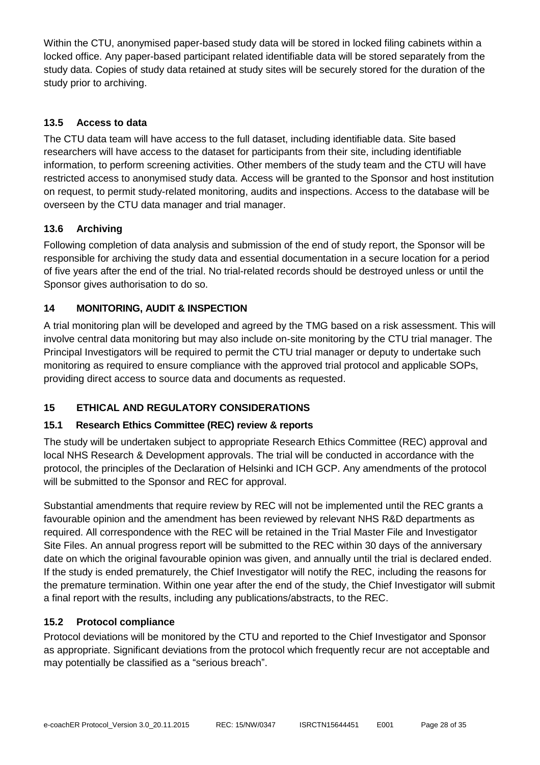Within the CTU, anonymised paper-based study data will be stored in locked filing cabinets within a locked office. Any paper-based participant related identifiable data will be stored separately from the study data. Copies of study data retained at study sites will be securely stored for the duration of the study prior to archiving.

### 13.5 Access to data

The CTU data team will have access to the full dataset, including identifiable data. Site based researchers will have access to the dataset for participants from their site, including identifiable information, to perform screening activities. Other members of the study team and the CTU will have restricted access to anonymised study data. Access will be granted to the Sponsor and host institution on request, to permit study-related monitoring, audits and inspections. Access to the database will be overseen by the CTU data manager and trial manager.

### 13.6 Archiving

Following completion of data analysis and submission of the end of study report, the Sponsor will be responsible for archiving the study data and essential documentation in a secure location for a period of five years after the end of the trial. No trial-related records should be destroyed unless or until the Sponsor gives authorisation to do so.

## 14 MONITORING, AUDIT & INSPECTION

A trial monitoring plan will be developed and agreed by the TMG based on a risk assessment. This will involve central data monitoring but may also include on-site monitoring by the CTU trial manager. The Principal Investigators will be required to permit the CTU trial manager or deputy to undertake such monitoring as required to ensure compliance with the approved trial protocol and applicable SOPs, providing direct access to source data and documents as requested.

## 15 ETHICAL AND REGULATORY CONSIDERATIONS

### 15.1 Research Ethics Committee (REC) review & reports

The study will be undertaken subject to appropriate Research Ethics Committee (REC) approval and local NHS Research & Development approvals. The trial will be conducted in accordance with the protocol, the principles of the Declaration of Helsinki and ICH GCP. Any amendments of the protocol will be submitted to the Sponsor and REC for approval.

Substantial amendments that require review by REC will not be implemented until the REC grants a favourable opinion and the amendment has been reviewed by relevant NHS R&D departments as required. All correspondence with the REC will be retained in the Trial Master File and Investigator Site Files. An annual progress report will be submitted to the REC within 30 days of the anniversary date on which the original favourable opinion was given, and annually until the trial is declared ended. If the study is ended prematurely, the Chief Investigator will notify the REC, including the reasons for the premature termination. Within one year after the end of the study, the Chief Investigator will submit a final report with the results, including any publications/abstracts, to the REC.

### 15.2 Protocol compliance

Protocol deviations will be monitored by the CTU and reported to the Chief Investigator and Sponsor as appropriate. Significant deviations from the protocol which frequently recur are not acceptable and may potentially be classified as a "serious breach".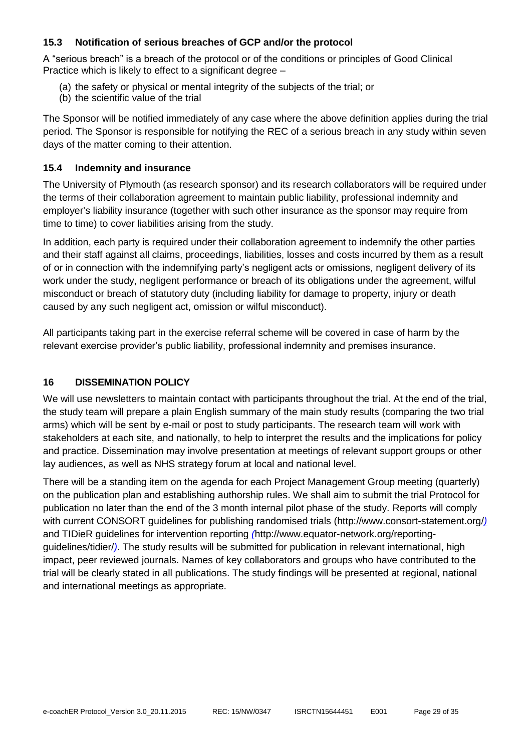### 15.3 Notification of serious breaches of GCP and/or the protocol

A "serious breach" is a breach of the protocol or of the conditions or principles of Good Clinical Practice which is likely to effect to a significant degree –

(a) the safety or physical or mental integrity of the subjects of the trial; or
(b) the scientific value of the trial

The Sponsor will be notified immediately of any case where the above definition applies during the trial period. The Sponsor is responsible for notifying the REC of a serious breach in any study within seven days of the matter coming to their attention.

### 15.4 Indemnity and insurance

The University of Plymouth (as research sponsor) and its research collaborators will be required under the terms of their collaboration agreement to maintain public liability, professional indemnity and employer's liability insurance (together with such other insurance as the sponsor may require from time to time) to cover liabilities arising from the study.

In addition, each party is required under their collaboration agreement to indemnify the other parties and their staff against all claims, proceedings, liabilities, losses and costs incurred by them as a result of or in connection with the indemnifying party's negligent acts or omissions, negligent delivery of its work under the study, negligent performance or breach of its obligations under the agreement, wilful misconduct or breach of statutory duty (including liability for damage to property, injury or death caused by any such negligent act, omission or wilful misconduct).

All participants taking part in the exercise referral scheme will be covered in case of harm by the relevant exercise provider's public liability, professional indemnity and premises insurance.

## 16 DISSEMINATION POLICY

We will use newsletters to maintain contact with participants throughout the trial. At the end of the trial, the study team will prepare a plain English summary of the main study results (comparing the two trial arms) which will be sent by e-mail or post to study participants. The research team will work with stakeholders at each site, and nationally, to help to interpret the results and the implications for policy and practice. Dissemination may involve presentation at meetings of relevant support groups or other lay audiences, as well as NHS strategy forum at local and national level.

There will be a standing item on the agenda for each Project Management Group meeting (quarterly) on the publication plan and establishing authorship rules. We shall aim to submit the trial Protocol for publication no later than the end of the 3 month internal pilot phase of the study. Reports will comply with current CONSORT guidelines for publishing randomised trials (http://www.consort-statement.org/) and TIDieR guidelines for intervention reporting (http://www.equator-network.org/reporting-guidelines/tidier/). The study results will be submitted for publication in relevant international, high impact, peer reviewed journals. Names of key collaborators and groups who have contributed to the trial will be clearly stated in all publications. The study findings will be presented at regional, national and international meetings as appropriate.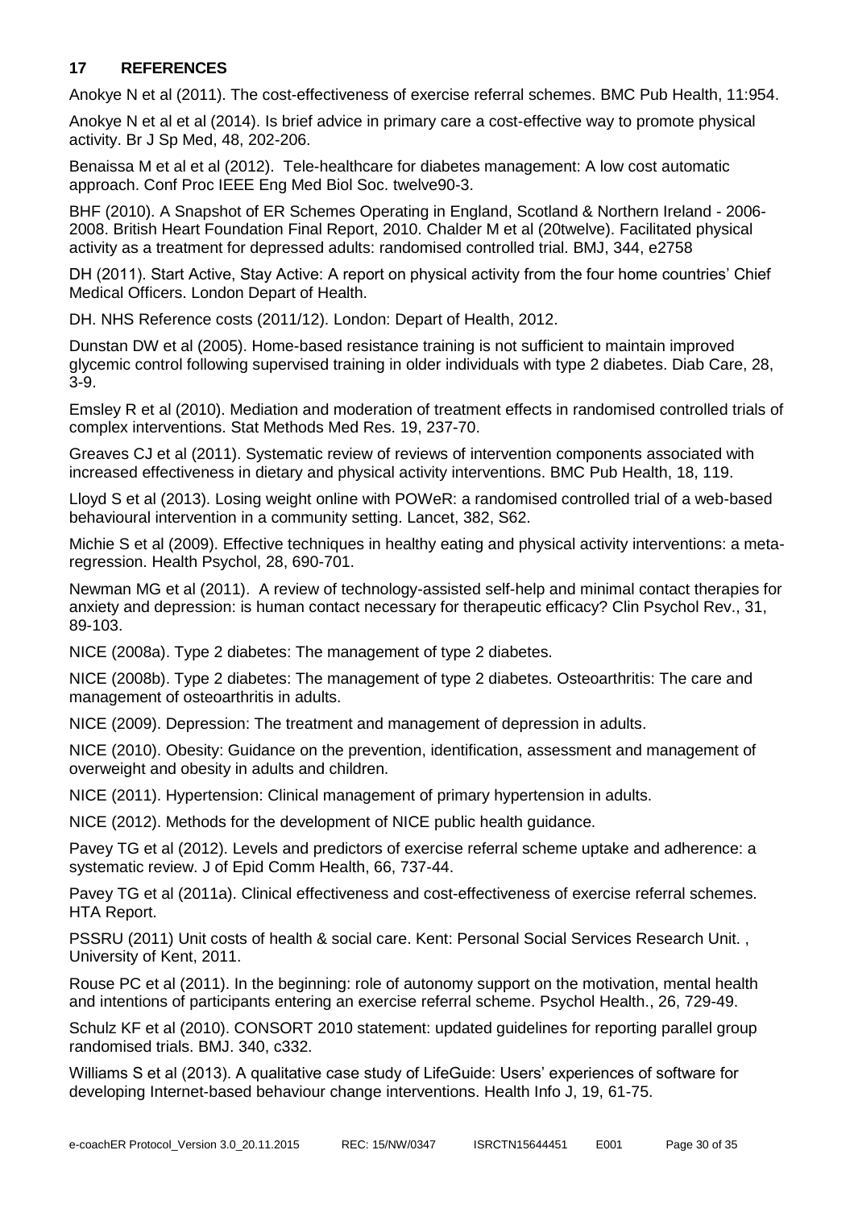## 17 REFERENCES

Anokye N et al (2011). The cost-effectiveness of exercise referral schemes. BMC Pub Health, 11:954.

Anokye N et al et al (2014). Is brief advice in primary care a cost-effective way to promote physical activity. Br J Sp Med, 48, 202-206.

Benaissa M et al et al (2012). Tele-healthcare for diabetes management: A low cost automatic approach. Conf Proc IEEE Eng Med Biol Soc. twelve90-3.

BHF (2010). A Snapshot of ER Schemes Operating in England, Scotland & Northern Ireland - 2006-2008. British Heart Foundation Final Report, 2010. Chalder M et al (20twelve). Facilitated physical activity as a treatment for depressed adults: randomised controlled trial. BMJ, 344, e2758

DH (2011). Start Active, Stay Active: A report on physical activity from the four home countries' Chief Medical Officers. London Depart of Health.

DH. NHS Reference costs (2011/12). London: Depart of Health, 2012.

Dunstan DW et al (2005). Home-based resistance training is not sufficient to maintain improved glycemic control following supervised training in older individuals with type 2 diabetes. Diab Care, 28, 3-9.

Emsley R et al (2010). Mediation and moderation of treatment effects in randomised controlled trials of complex interventions. Stat Methods Med Res. 19, 237-70.

Greaves CJ et al (2011). Systematic review of reviews of intervention components associated with increased effectiveness in dietary and physical activity interventions. BMC Pub Health, 18, 119.

Lloyd S et al (2013). Losing weight online with POWeR: a randomised controlled trial of a web-based behavioural intervention in a community setting. Lancet, 382, S62.

Michie S et al (2009). Effective techniques in healthy eating and physical activity interventions: a meta-regression. Health Psychol, 28, 690-701.

Newman MG et al (2011). A review of technology-assisted self-help and minimal contact therapies for anxiety and depression: is human contact necessary for therapeutic efficacy? Clin Psychol Rev., 31, 89-103.

NICE (2008a). Type 2 diabetes: The management of type 2 diabetes.

NICE (2008b). Type 2 diabetes: The management of type 2 diabetes. Osteoarthritis: The care and management of osteoarthritis in adults.

NICE (2009). Depression: The treatment and management of depression in adults.

NICE (2010). Obesity: Guidance on the prevention, identification, assessment and management of overweight and obesity in adults and children.

NICE (2011). Hypertension: Clinical management of primary hypertension in adults.

NICE (2012). Methods for the development of NICE public health guidance.

Pavey TG et al (2012). Levels and predictors of exercise referral scheme uptake and adherence: a systematic review. J of Epid Comm Health, 66, 737-44.

Pavey TG et al (2011a). Clinical effectiveness and cost-effectiveness of exercise referral schemes. HTA Report.

PSSRU (2011) Unit costs of health & social care. Kent: Personal Social Services Research Unit. , University of Kent, 2011.

Rouse PC et al (2011). In the beginning: role of autonomy support on the motivation, mental health and intentions of participants entering an exercise referral scheme. Psychol Health., 26, 729-49.

Schulz KF et al (2010). CONSORT 2010 statement: updated guidelines for reporting parallel group randomised trials. BMJ. 340, c332.

Williams S et al (2013). A qualitative case study of LifeGuide: Users' experiences of software for developing Internet-based behaviour change interventions. Health Info J, 19, 61-75.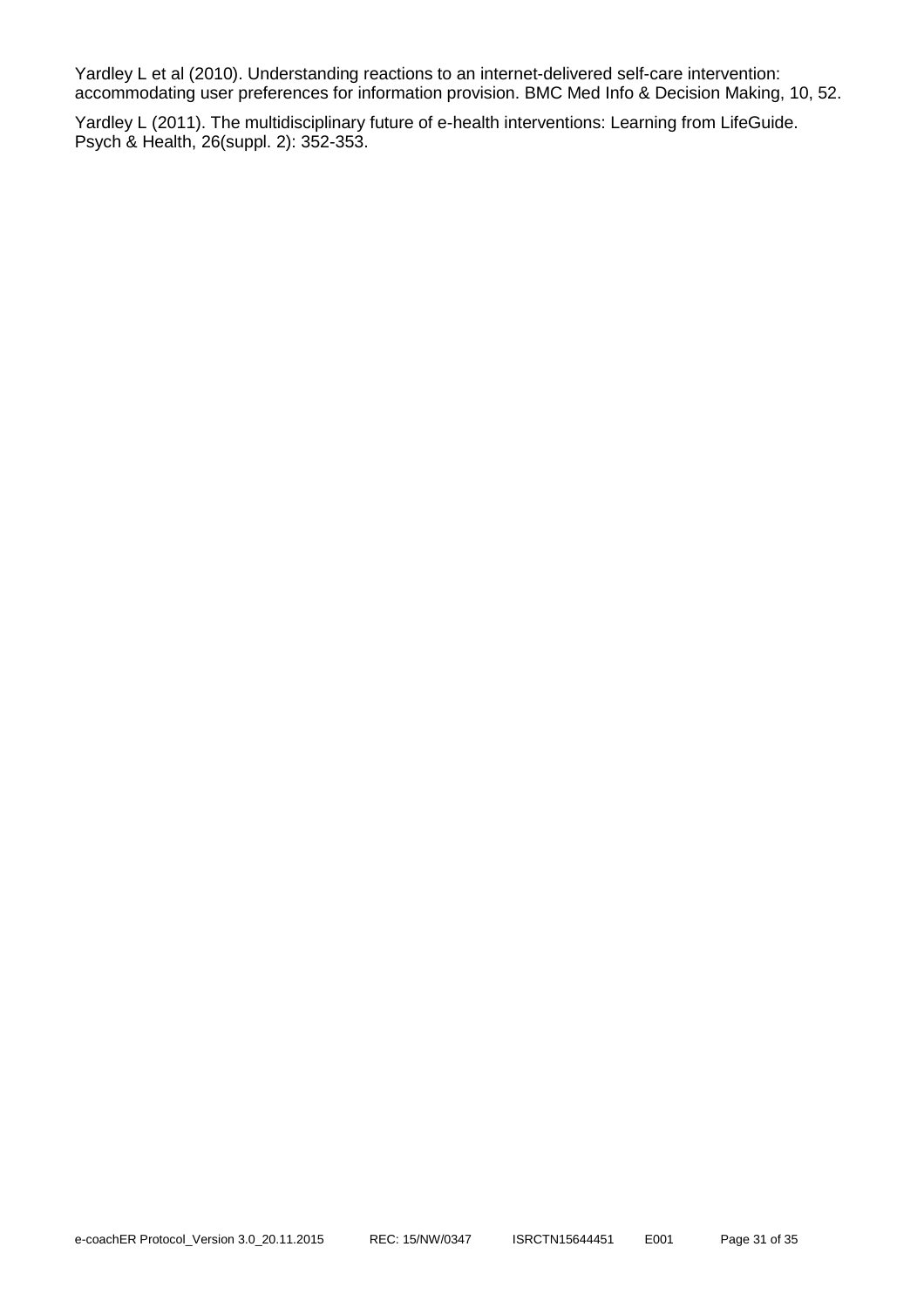Yardley L et al (2010). Understanding reactions to an internet-delivered self-care intervention: accommodating user preferences for information provision. BMC Med Info & Decision Making, 10, 52.

Yardley L (2011). The multidisciplinary future of e-health interventions: Learning from LifeGuide. Psych & Health, 26(suppl. 2): 352-353.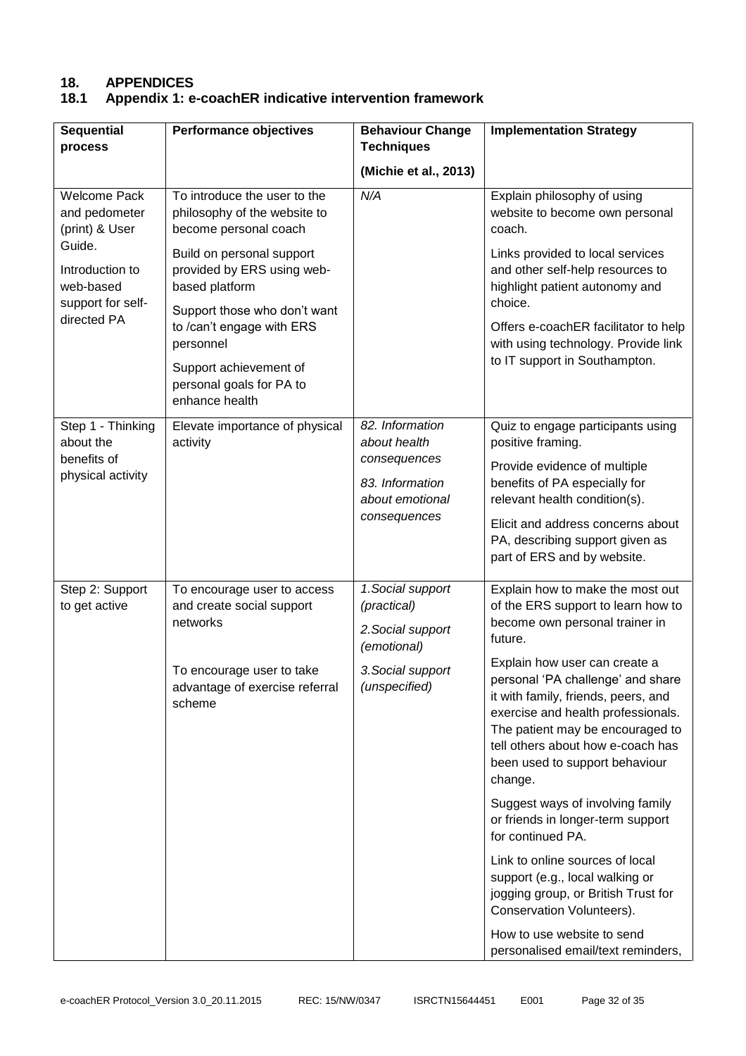# 18. APPENDICES

## 18.1 Appendix 1: e-coachER indicative intervention framework

| Sequential process | Performance objectives | Behaviour Change Techniques (Michie et al., 2013) | Implementation Strategy |
|---|---|---|---|
| Welcome Pack and pedometer (print) & User Guide.<br><br>Introduction to web-based support for self-directed PA | To introduce the user to the philosophy of the website to become personal coach<br><br>Build on personal support provided by ERS using web-based platform<br><br>Support those who don't want to /can't engage with ERS personnel<br><br>Support achievement of personal goals for PA to enhance health | *N/A* | Explain philosophy of using website to become own personal coach.<br><br>Links provided to local services and other self-help resources to highlight patient autonomy and choice.<br><br>Offers e-coachER facilitator to help with using technology. Provide link to IT support in Southampton. |
| Step 1 - Thinking about the benefits of physical activity | Elevate importance of physical activity | *82. Information about health consequences*<br><br>*83. Information about emotional consequences* | Quiz to engage participants using positive framing.<br><br>Provide evidence of multiple benefits of PA especially for relevant health condition(s).<br><br>Elicit and address concerns about PA, describing support given as part of ERS and by website. |
| Step 2: Support to get active | To encourage user to access and create social support networks<br><br>To encourage user to take advantage of exercise referral scheme | *1.Social support (practical)*<br><br>*2.Social support (emotional)*<br><br>*3.Social support (unspecified)* | Explain how to make the most out of the ERS support to learn how to become own personal trainer in future.<br><br>Explain how user can create a personal 'PA challenge' and share it with family, friends, peers, and exercise and health professionals. The patient may be encouraged to tell others about how e-coach has been used to support behaviour change.<br><br>Suggest ways of involving family or friends in longer-term support for continued PA.<br><br>Link to online sources of local support (e.g., local walking or jogging group, or British Trust for Conservation Volunteers).<br><br>How to use website to send personalised email/text reminders, |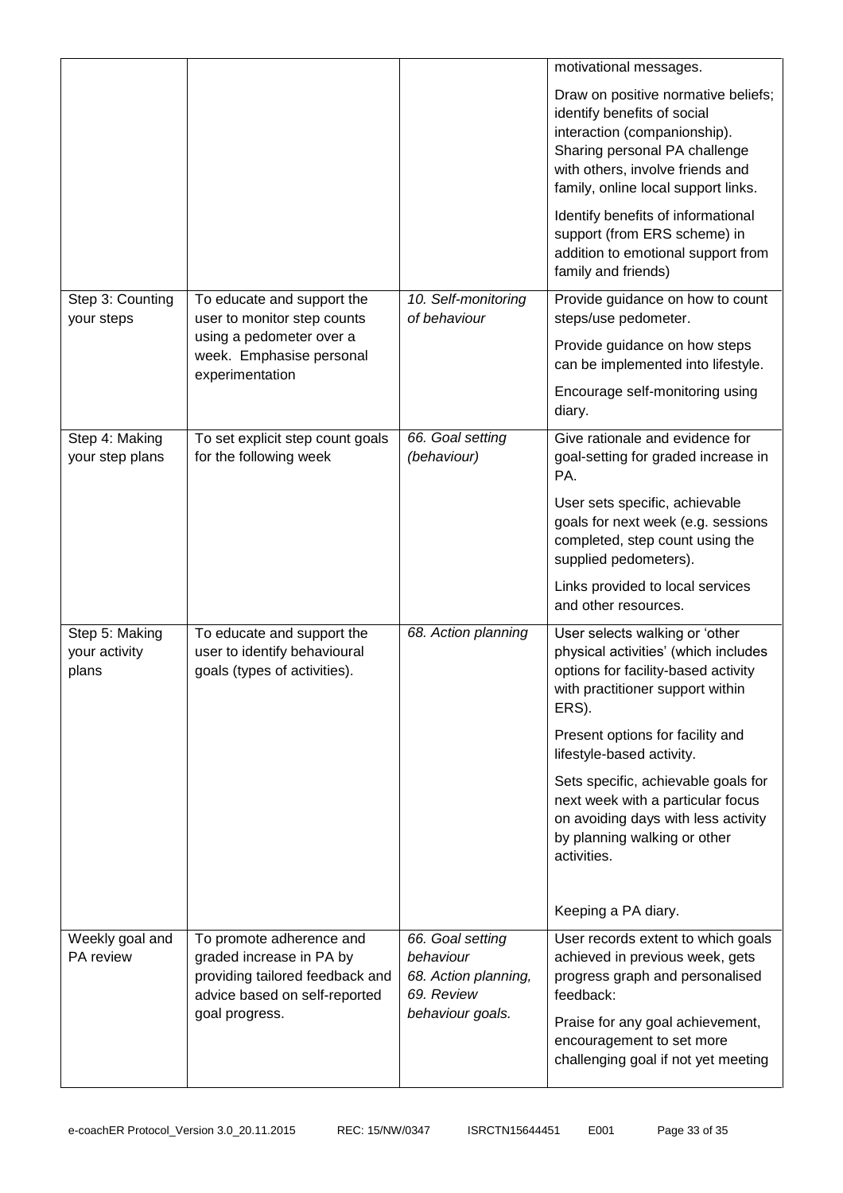| | | | motivational messages.<br><br>Draw on positive normative beliefs; identify benefits of social interaction (companionship). Sharing personal PA challenge with others, involve friends and family, online local support links.<br><br>Identify benefits of informational support (from ERS scheme) in addition to emotional support from family and friends) |
|---|---|---|---|
| Step 3: Counting your steps | To educate and support the user to monitor step counts using a pedometer over a week. Emphasise personal experimentation | *10. Self-monitoring of behaviour* | Provide guidance on how to count steps/use pedometer.<br><br>Provide guidance on how steps can be implemented into lifestyle.<br><br>Encourage self-monitoring using diary. |
| Step 4: Making your step plans | To set explicit step count goals for the following week | *66. Goal setting (behaviour)* | Give rationale and evidence for goal-setting for graded increase in PA.<br><br>User sets specific, achievable goals for next week (e.g. sessions completed, step count using the supplied pedometers).<br><br>Links provided to local services and other resources. |
| Step 5: Making your activity plans | To educate and support the user to identify behavioural goals (types of activities). | *68. Action planning* | User selects walking or 'other physical activities' (which includes options for facility-based activity with practitioner support within ERS).<br><br>Present options for facility and lifestyle-based activity.<br><br>Sets specific, achievable goals for next week with a particular focus on avoiding days with less activity by planning walking or other activities.<br><br>Keeping a PA diary. |
| Weekly goal and PA review | To promote adherence and graded increase in PA by providing tailored feedback and advice based on self-reported goal progress. | *66. Goal setting behaviour*<br>*68. Action planning,*<br>*69. Review behaviour goals.* | User records extent to which goals achieved in previous week, gets progress graph and personalised feedback:<br><br>Praise for any goal achievement, encouragement to set more challenging goal if not yet meeting |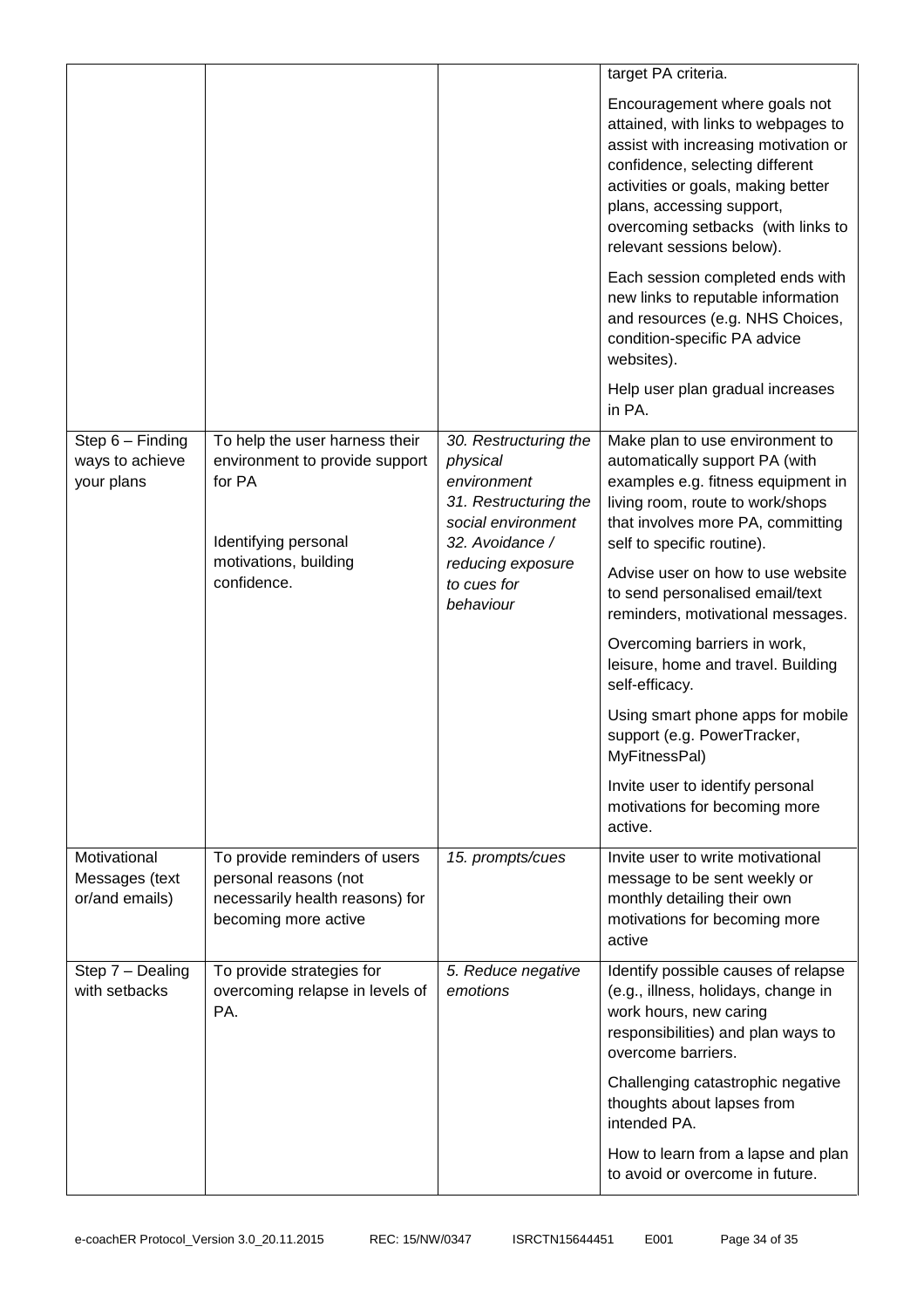| | | | |
|---|---|---|---|
| | | | target PA criteria.<br><br>Encouragement where goals not attained, with links to webpages to assist with increasing motivation or confidence, selecting different activities or goals, making better plans, accessing support, overcoming setbacks (with links to relevant sessions below).<br><br>Each session completed ends with new links to reputable information and resources (e.g. NHS Choices, condition-specific PA advice websites).<br><br>Help user plan gradual increases in PA. |
| Step 6 – Finding ways to achieve your plans | To help the user harness their environment to provide support for PA<br><br>Identifying personal motivations, building confidence. | *30. Restructuring the physical environment*<br>*31. Restructuring the social environment*<br>*32. Avoidance / reducing exposure to cues for behaviour* | Make plan to use environment to automatically support PA (with examples e.g. fitness equipment in living room, route to work/shops that involves more PA, committing self to specific routine).<br><br>Advise user on how to use website to send personalised email/text reminders, motivational messages.<br><br>Overcoming barriers in work, leisure, home and travel. Building self-efficacy.<br><br>Using smart phone apps for mobile support (e.g. PowerTracker, MyFitnessPal)<br><br>Invite user to identify personal motivations for becoming more active. |
| Motivational Messages (text or/and emails) | To provide reminders of users personal reasons (not necessarily health reasons) for becoming more active | *15. prompts/cues* | Invite user to write motivational message to be sent weekly or monthly detailing their own motivations for becoming more active |
| Step 7 – Dealing with setbacks | To provide strategies for overcoming relapse in levels of PA. | *5. Reduce negative emotions* | Identify possible causes of relapse (e.g., illness, holidays, change in work hours, new caring responsibilities) and plan ways to overcome barriers.<br><br>Challenging catastrophic negative thoughts about lapses from intended PA.<br><br>How to learn from a lapse and plan to avoid or overcome in future. |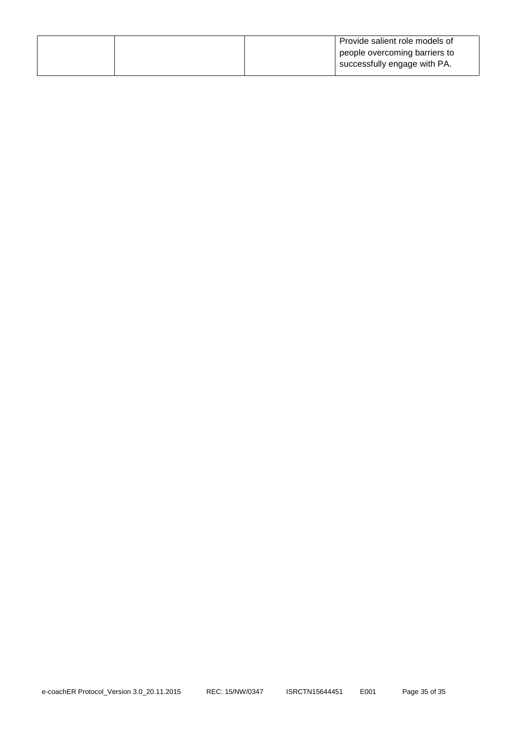| | | | |
|---|---|---|---|
| | | | Provide salient role models of people overcoming barriers to successfully engage with PA. |